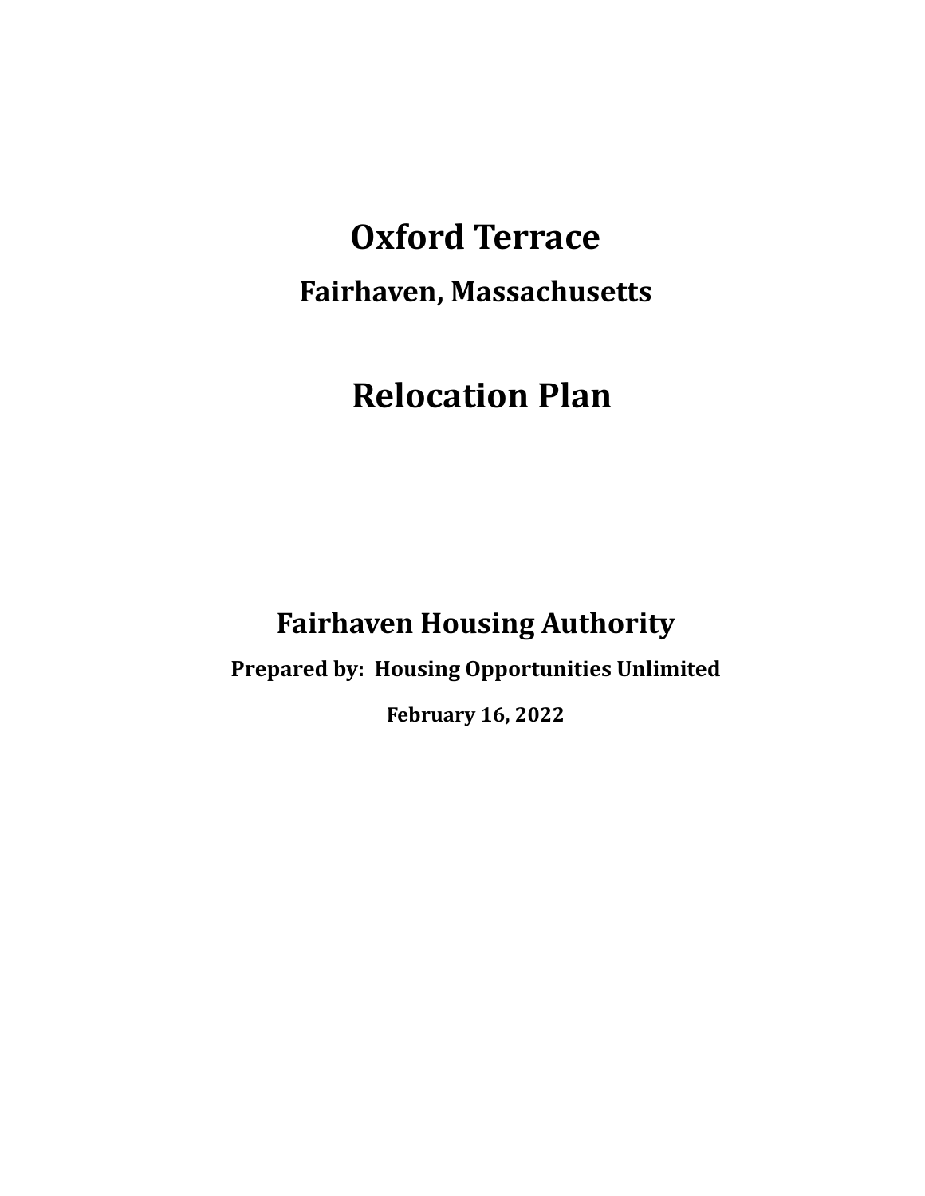# Oxford Terrace

## Fairhaven, Massachusetts

# Relocation Plan

## Fairhaven Housing Authority

**Prepared by: Housing Opportunities Unlimited**

**February 16, 2022**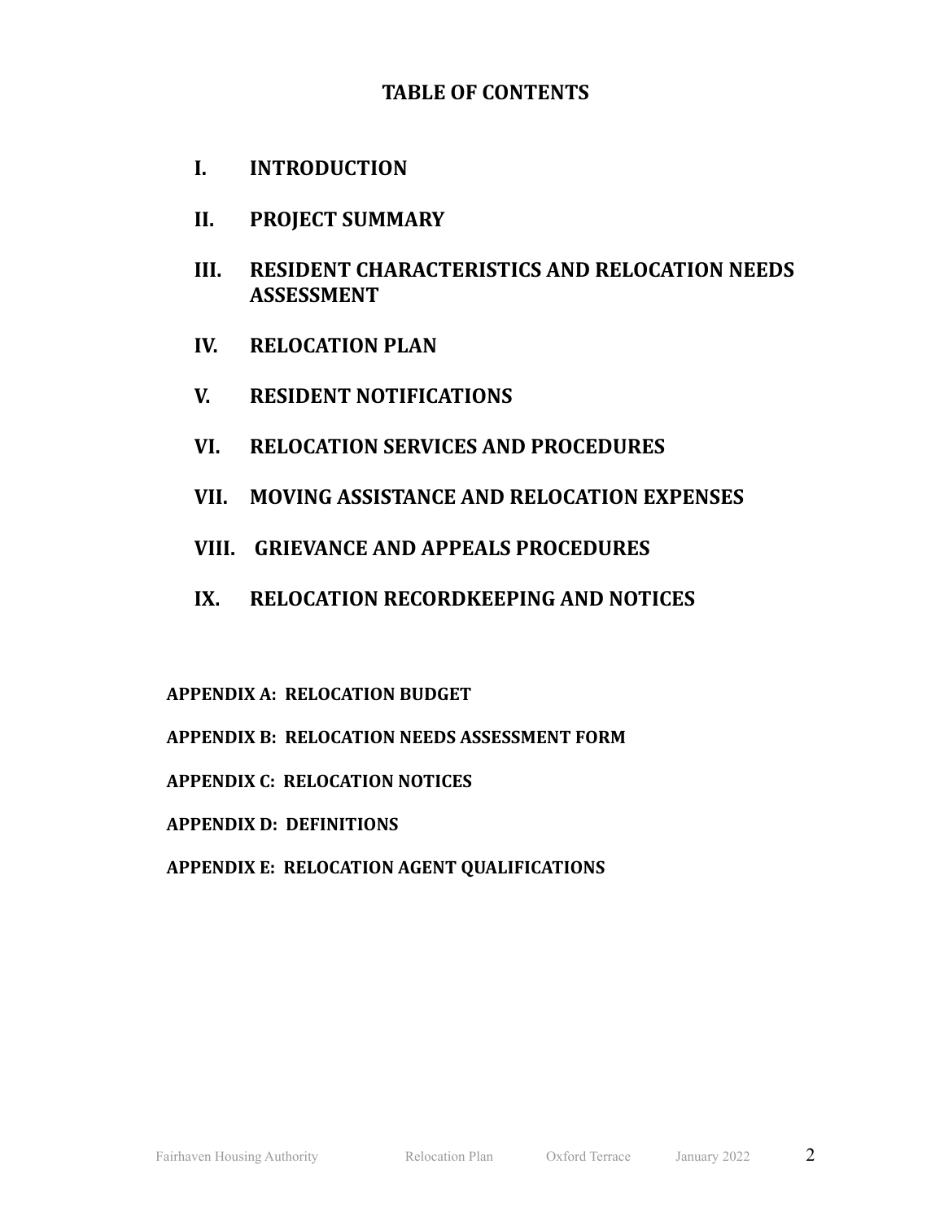# TABLE OF CONTENTS

**I. INTRODUCTION**

**II. PROJECT SUMMARY**

**III. RESIDENT CHARACTERISTICS AND RELOCATION NEEDS ASSESSMENT**

**IV. RELOCATION PLAN**

**V. RESIDENT NOTIFICATIONS**

**VI. RELOCATION SERVICES AND PROCEDURES**

**VII. MOVING ASSISTANCE AND RELOCATION EXPENSES**

**VIII. GRIEVANCE AND APPEALS PROCEDURES**

**IX. RELOCATION RECORDKEEPING AND NOTICES**

**APPENDIX A: RELOCATION BUDGET**

**APPENDIX B: RELOCATION NEEDS ASSESSMENT FORM**

**APPENDIX C: RELOCATION NOTICES**

**APPENDIX D: DEFINITIONS**

**APPENDIX E: RELOCATION AGENT QUALIFICATIONS**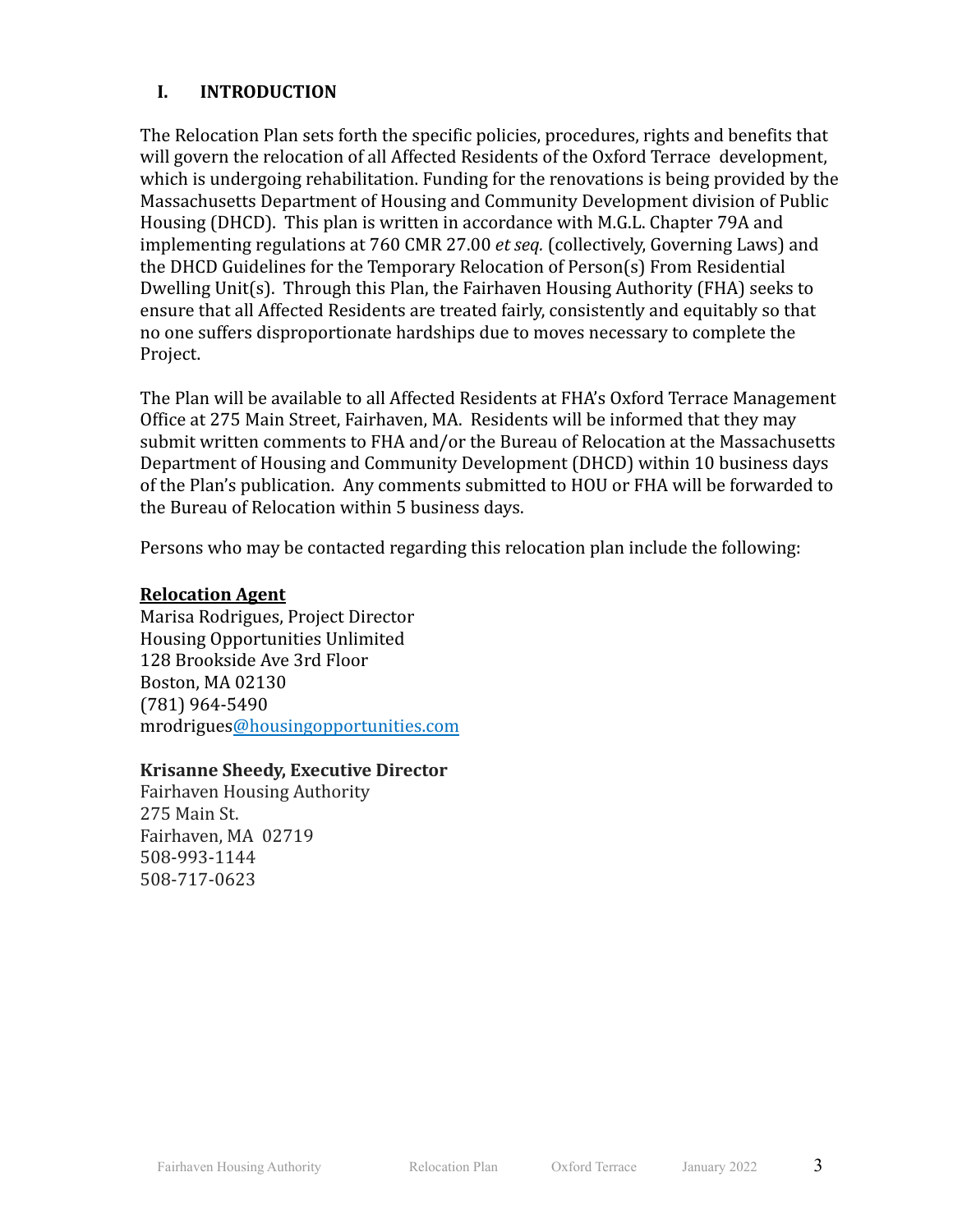## I. INTRODUCTION

The Relocation Plan sets forth the specific policies, procedures, rights and benefits that will govern the relocation of all Affected Residents of the Oxford Terrace development, which is undergoing rehabilitation. Funding for the renovations is being provided by the Massachusetts Department of Housing and Community Development division of Public Housing (DHCD). This plan is written in accordance with M.G.L. Chapter 79A and implementing regulations at 760 CMR 27.00 *et seq.* (collectively, Governing Laws) and the DHCD Guidelines for the Temporary Relocation of Person(s) From Residential Dwelling Unit(s). Through this Plan, the Fairhaven Housing Authority (FHA) seeks to ensure that all Affected Residents are treated fairly, consistently and equitably so that no one suffers disproportionate hardships due to moves necessary to complete the Project.

The Plan will be available to all Affected Residents at FHA's Oxford Terrace Management Office at 275 Main Street, Fairhaven, MA. Residents will be informed that they may submit written comments to FHA and/or the Bureau of Relocation at the Massachusetts Department of Housing and Community Development (DHCD) within 10 business days of the Plan's publication. Any comments submitted to HOU or FHA will be forwarded to the Bureau of Relocation within 5 business days.

Persons who may be contacted regarding this relocation plan include the following:

**Relocation Agent**
Marisa Rodrigues, Project Director
Housing Opportunities Unlimited
128 Brookside Ave 3rd Floor
Boston, MA 02130
(781) 964-5490
mrodrigues@housingopportunities.com

**Krisanne Sheedy, Executive Director**
Fairhaven Housing Authority
275 Main St.
Fairhaven, MA 02719
508-993-1144
508-717-0623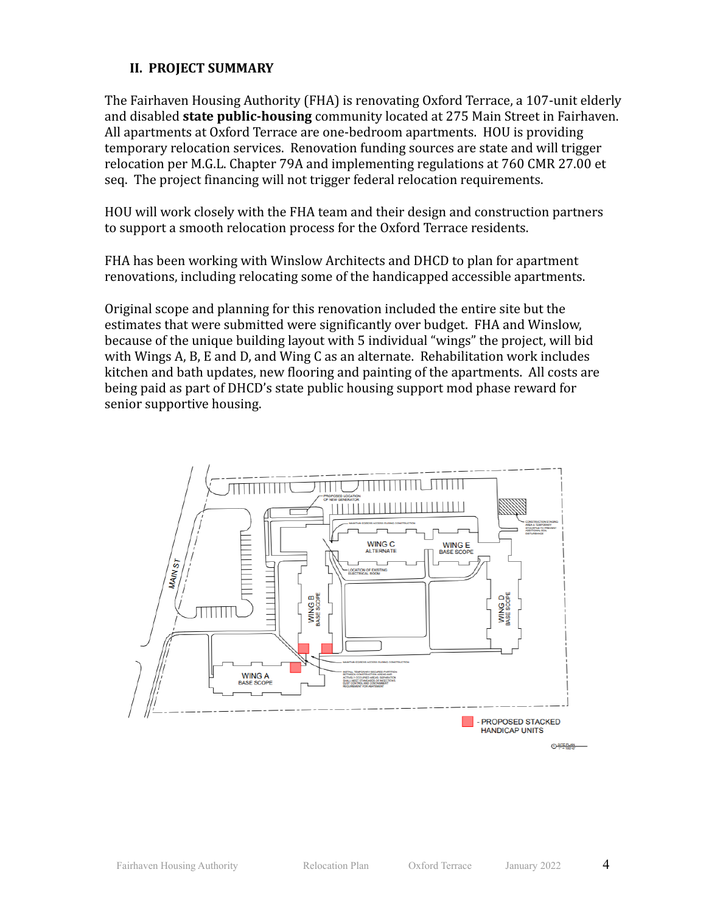## II. PROJECT SUMMARY

The Fairhaven Housing Authority (FHA) is renovating Oxford Terrace, a 107-unit elderly and disabled **state public-housing** community located at 275 Main Street in Fairhaven. All apartments at Oxford Terrace are one-bedroom apartments. HOU is providing temporary relocation services. Renovation funding sources are state and will trigger relocation per M.G.L. Chapter 79A and implementing regulations at 760 CMR 27.00 et seq. The project financing will not trigger federal relocation requirements.

HOU will work closely with the FHA team and their design and construction partners to support a smooth relocation process for the Oxford Terrace residents.

FHA has been working with Winslow Architects and DHCD to plan for apartment renovations, including relocating some of the handicapped accessible apartments.

Original scope and planning for this renovation included the entire site but the estimates that were submitted were significantly over budget. FHA and Winslow, because of the unique building layout with 5 individual "wings" the project, will bid with Wings A, B, E and D, and Wing C as an alternate. Rehabilitation work includes kitchen and bath updates, new flooring and painting of the apartments. All costs are being paid as part of DHCD's state public housing support mod phase reward for senior supportive housing.

MAIN ST

PROPOSED LOCATION OF NEW GENERATOR

WING C
ALTERNATE

WING E
BASE SCOPE

WING B
BASE SCOPE

WING D
BASE SCOPE

WING A
BASE SCOPE

LOCATION OF EXISTING ELECTRICAL ROOM

- PROPOSED STACKED HANDICAP UNITS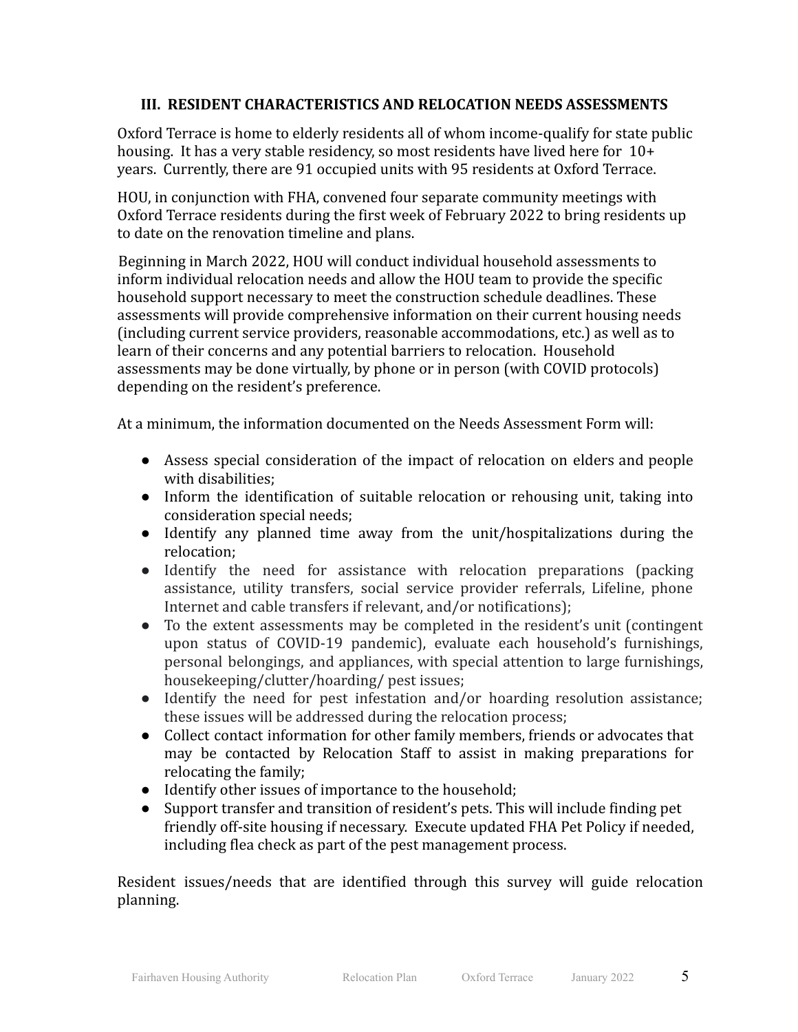### III. RESIDENT CHARACTERISTICS AND RELOCATION NEEDS ASSESSMENTS

Oxford Terrace is home to elderly residents all of whom income-qualify for state public housing. It has a very stable residency, so most residents have lived here for 10+ years. Currently, there are 91 occupied units with 95 residents at Oxford Terrace.

HOU, in conjunction with FHA, convened four separate community meetings with Oxford Terrace residents during the first week of February 2022 to bring residents up to date on the renovation timeline and plans.

Beginning in March 2022, HOU will conduct individual household assessments to inform individual relocation needs and allow the HOU team to provide the specific household support necessary to meet the construction schedule deadlines. These assessments will provide comprehensive information on their current housing needs (including current service providers, reasonable accommodations, etc.) as well as to learn of their concerns and any potential barriers to relocation. Household assessments may be done virtually, by phone or in person (with COVID protocols) depending on the resident's preference.

At a minimum, the information documented on the Needs Assessment Form will:

- Assess special consideration of the impact of relocation on elders and people with disabilities;
- Inform the identification of suitable relocation or rehousing unit, taking into consideration special needs;
- Identify any planned time away from the unit/hospitalizations during the relocation;
- Identify the need for assistance with relocation preparations (packing assistance, utility transfers, social service provider referrals, Lifeline, phone Internet and cable transfers if relevant, and/or notifications);
- To the extent assessments may be completed in the resident's unit (contingent upon status of COVID-19 pandemic), evaluate each household's furnishings, personal belongings, and appliances, with special attention to large furnishings, housekeeping/clutter/hoarding/ pest issues;
- Identify the need for pest infestation and/or hoarding resolution assistance; these issues will be addressed during the relocation process;
- Collect contact information for other family members, friends or advocates that may be contacted by Relocation Staff to assist in making preparations for relocating the family;
- Identify other issues of importance to the household;
- Support transfer and transition of resident's pets. This will include finding pet friendly off-site housing if necessary. Execute updated FHA Pet Policy if needed, including flea check as part of the pest management process.

Resident issues/needs that are identified through this survey will guide relocation planning.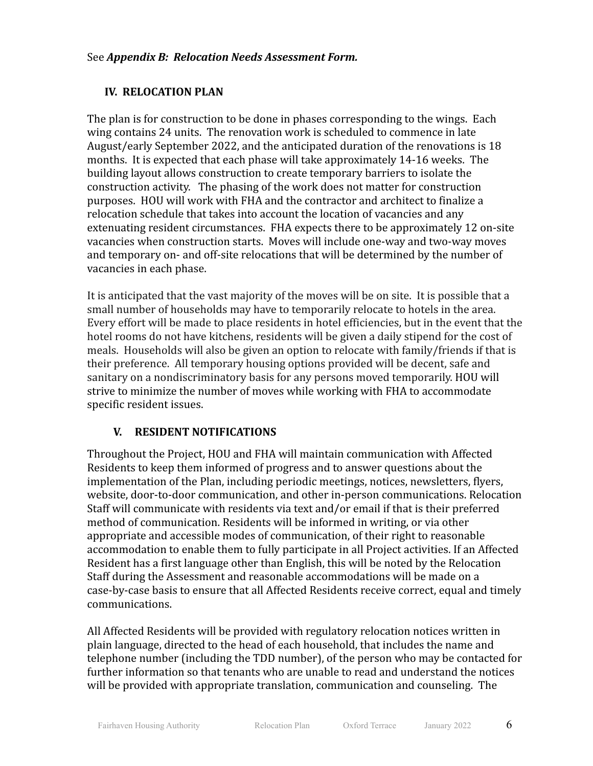See ***Appendix B: Relocation Needs Assessment Form.***

## IV. RELOCATION PLAN

The plan is for construction to be done in phases corresponding to the wings. Each wing contains 24 units. The renovation work is scheduled to commence in late August/early September 2022, and the anticipated duration of the renovations is 18 months. It is expected that each phase will take approximately 14-16 weeks. The building layout allows construction to create temporary barriers to isolate the construction activity. The phasing of the work does not matter for construction purposes. HOU will work with FHA and the contractor and architect to finalize a relocation schedule that takes into account the location of vacancies and any extenuating resident circumstances. FHA expects there to be approximately 12 on-site vacancies when construction starts. Moves will include one-way and two-way moves and temporary on- and off-site relocations that will be determined by the number of vacancies in each phase.

It is anticipated that the vast majority of the moves will be on site. It is possible that a small number of households may have to temporarily relocate to hotels in the area. Every effort will be made to place residents in hotel efficiencies, but in the event that the hotel rooms do not have kitchens, residents will be given a daily stipend for the cost of meals. Households will also be given an option to relocate with family/friends if that is their preference. All temporary housing options provided will be decent, safe and sanitary on a nondiscriminatory basis for any persons moved temporarily. HOU will strive to minimize the number of moves while working with FHA to accommodate specific resident issues.

## V. RESIDENT NOTIFICATIONS

Throughout the Project, HOU and FHA will maintain communication with Affected Residents to keep them informed of progress and to answer questions about the implementation of the Plan, including periodic meetings, notices, newsletters, flyers, website, door-to-door communication, and other in-person communications. Relocation Staff will communicate with residents via text and/or email if that is their preferred method of communication. Residents will be informed in writing, or via other appropriate and accessible modes of communication, of their right to reasonable accommodation to enable them to fully participate in all Project activities. If an Affected Resident has a first language other than English, this will be noted by the Relocation Staff during the Assessment and reasonable accommodations will be made on a case-by-case basis to ensure that all Affected Residents receive correct, equal and timely communications.

All Affected Residents will be provided with regulatory relocation notices written in plain language, directed to the head of each household, that includes the name and telephone number (including the TDD number), of the person who may be contacted for further information so that tenants who are unable to read and understand the notices will be provided with appropriate translation, communication and counseling. The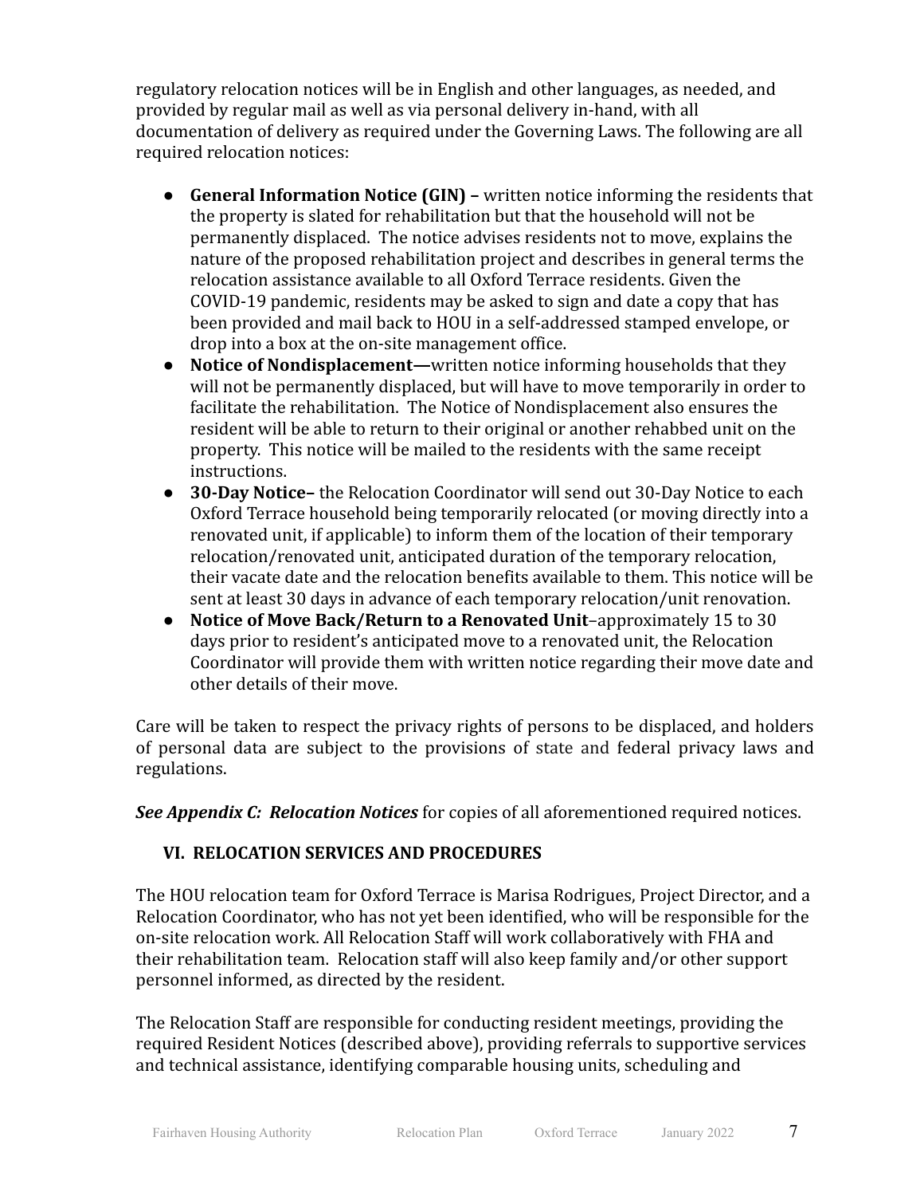regulatory relocation notices will be in English and other languages, as needed, and provided by regular mail as well as via personal delivery in-hand, with all documentation of delivery as required under the Governing Laws. The following are all required relocation notices:

- **General Information Notice (GIN) –** written notice informing the residents that the property is slated for rehabilitation but that the household will not be permanently displaced. The notice advises residents not to move, explains the nature of the proposed rehabilitation project and describes in general terms the relocation assistance available to all Oxford Terrace residents. Given the COVID-19 pandemic, residents may be asked to sign and date a copy that has been provided and mail back to HOU in a self-addressed stamped envelope, or drop into a box at the on-site management office.
- **Notice of Nondisplacement—**written notice informing households that they will not be permanently displaced, but will have to move temporarily in order to facilitate the rehabilitation. The Notice of Nondisplacement also ensures the resident will be able to return to their original or another rehabbed unit on the property. This notice will be mailed to the residents with the same receipt instructions.
- **30-Day Notice–** the Relocation Coordinator will send out 30-Day Notice to each Oxford Terrace household being temporarily relocated (or moving directly into a renovated unit, if applicable) to inform them of the location of their temporary relocation/renovated unit, anticipated duration of the temporary relocation, their vacate date and the relocation benefits available to them. This notice will be sent at least 30 days in advance of each temporary relocation/unit renovation.
- **Notice of Move Back/Return to a Renovated Unit**–approximately 15 to 30 days prior to resident's anticipated move to a renovated unit, the Relocation Coordinator will provide them with written notice regarding their move date and other details of their move.

Care will be taken to respect the privacy rights of persons to be displaced, and holders of personal data are subject to the provisions of state and federal privacy laws and regulations.

***See Appendix C: Relocation Notices*** for copies of all aforementioned required notices.

## VI. RELOCATION SERVICES AND PROCEDURES

The HOU relocation team for Oxford Terrace is Marisa Rodrigues, Project Director, and a Relocation Coordinator, who has not yet been identified, who will be responsible for the on-site relocation work. All Relocation Staff will work collaboratively with FHA and their rehabilitation team. Relocation staff will also keep family and/or other support personnel informed, as directed by the resident.

The Relocation Staff are responsible for conducting resident meetings, providing the required Resident Notices (described above), providing referrals to supportive services and technical assistance, identifying comparable housing units, scheduling and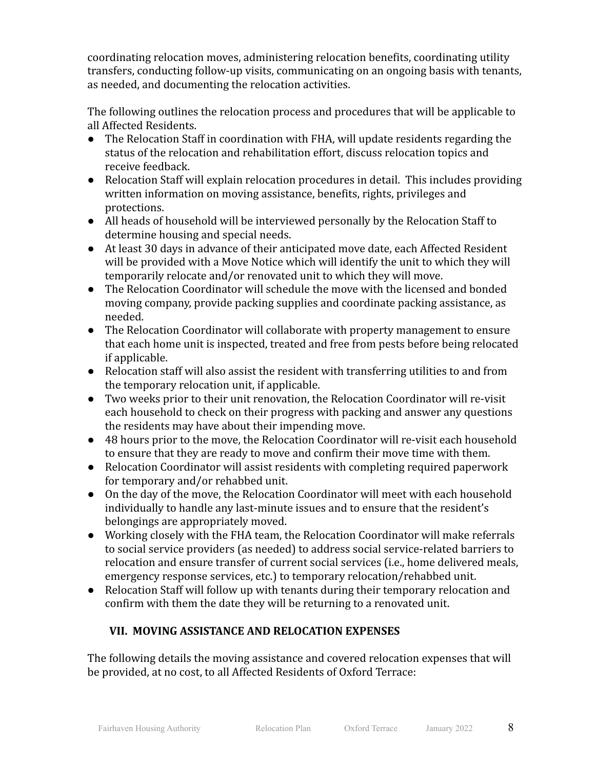coordinating relocation moves, administering relocation benefits, coordinating utility transfers, conducting follow-up visits, communicating on an ongoing basis with tenants, as needed, and documenting the relocation activities.

The following outlines the relocation process and procedures that will be applicable to all Affected Residents.

- The Relocation Staff in coordination with FHA, will update residents regarding the status of the relocation and rehabilitation effort, discuss relocation topics and receive feedback.
- Relocation Staff will explain relocation procedures in detail. This includes providing written information on moving assistance, benefits, rights, privileges and protections.
- All heads of household will be interviewed personally by the Relocation Staff to determine housing and special needs.
- At least 30 days in advance of their anticipated move date, each Affected Resident will be provided with a Move Notice which will identify the unit to which they will temporarily relocate and/or renovated unit to which they will move.
- The Relocation Coordinator will schedule the move with the licensed and bonded moving company, provide packing supplies and coordinate packing assistance, as needed.
- The Relocation Coordinator will collaborate with property management to ensure that each home unit is inspected, treated and free from pests before being relocated if applicable.
- Relocation staff will also assist the resident with transferring utilities to and from the temporary relocation unit, if applicable.
- Two weeks prior to their unit renovation, the Relocation Coordinator will re-visit each household to check on their progress with packing and answer any questions the residents may have about their impending move.
- 48 hours prior to the move, the Relocation Coordinator will re-visit each household to ensure that they are ready to move and confirm their move time with them.
- Relocation Coordinator will assist residents with completing required paperwork for temporary and/or rehabbed unit.
- On the day of the move, the Relocation Coordinator will meet with each household individually to handle any last-minute issues and to ensure that the resident's belongings are appropriately moved.
- Working closely with the FHA team, the Relocation Coordinator will make referrals to social service providers (as needed) to address social service-related barriers to relocation and ensure transfer of current social services (i.e., home delivered meals, emergency response services, etc.) to temporary relocation/rehabbed unit.
- Relocation Staff will follow up with tenants during their temporary relocation and confirm with them the date they will be returning to a renovated unit.

## VII. MOVING ASSISTANCE AND RELOCATION EXPENSES

The following details the moving assistance and covered relocation expenses that will be provided, at no cost, to all Affected Residents of Oxford Terrace: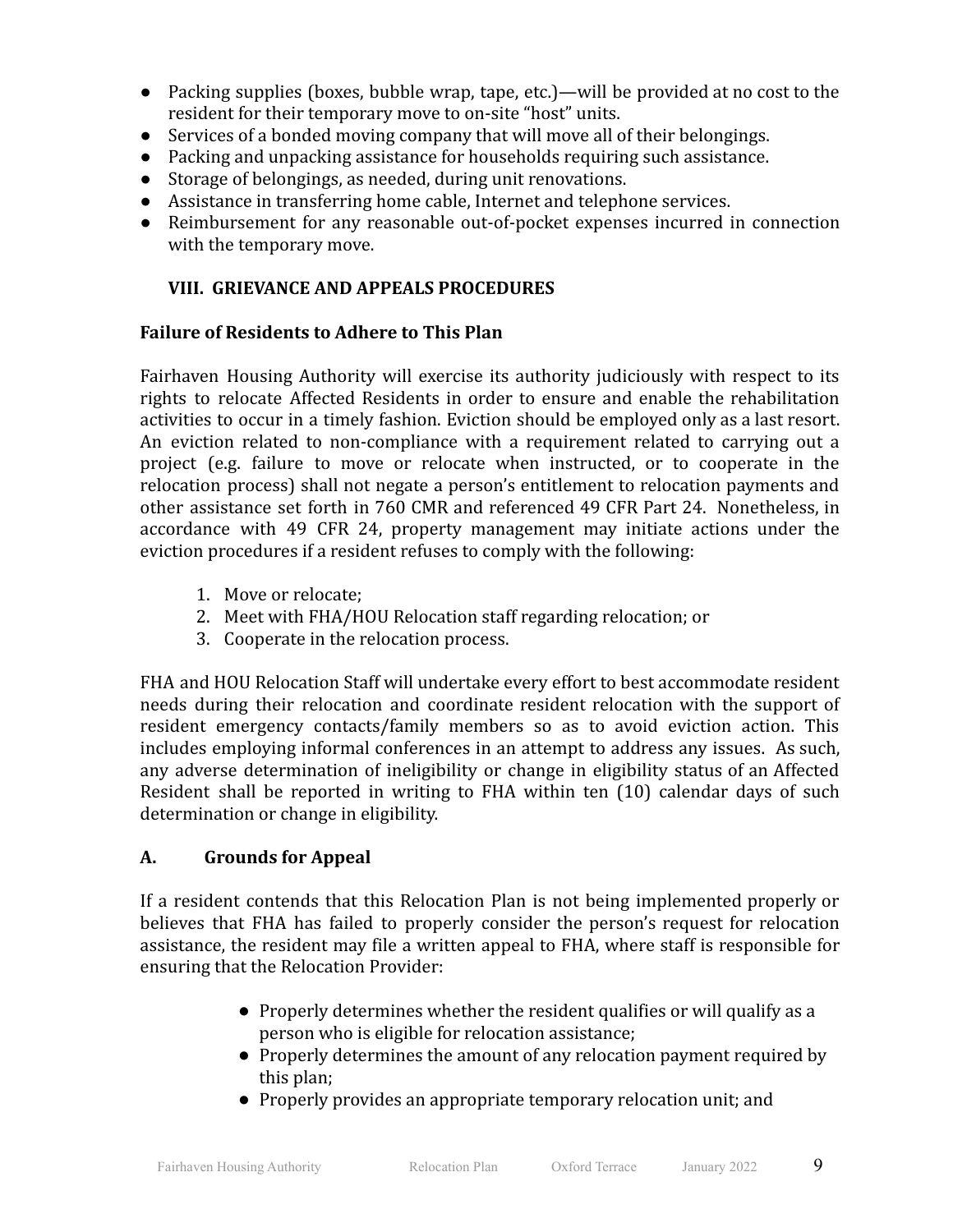- Packing supplies (boxes, bubble wrap, tape, etc.)—will be provided at no cost to the resident for their temporary move to on-site "host" units.
- Services of a bonded moving company that will move all of their belongings.
- Packing and unpacking assistance for households requiring such assistance.
- Storage of belongings, as needed, during unit renovations.
- Assistance in transferring home cable, Internet and telephone services.
- Reimbursement for any reasonable out-of-pocket expenses incurred in connection with the temporary move.

## VIII. GRIEVANCE AND APPEALS PROCEDURES

### Failure of Residents to Adhere to This Plan

Fairhaven Housing Authority will exercise its authority judiciously with respect to its rights to relocate Affected Residents in order to ensure and enable the rehabilitation activities to occur in a timely fashion. Eviction should be employed only as a last resort. An eviction related to non-compliance with a requirement related to carrying out a project (e.g. failure to move or relocate when instructed, or to cooperate in the relocation process) shall not negate a person's entitlement to relocation payments and other assistance set forth in 760 CMR and referenced 49 CFR Part 24. Nonetheless, in accordance with 49 CFR 24, property management may initiate actions under the eviction procedures if a resident refuses to comply with the following:

1. Move or relocate;
2. Meet with FHA/HOU Relocation staff regarding relocation; or
3. Cooperate in the relocation process.

FHA and HOU Relocation Staff will undertake every effort to best accommodate resident needs during their relocation and coordinate resident relocation with the support of resident emergency contacts/family members so as to avoid eviction action. This includes employing informal conferences in an attempt to address any issues. As such, any adverse determination of ineligibility or change in eligibility status of an Affected Resident shall be reported in writing to FHA within ten (10) calendar days of such determination or change in eligibility.

### A. Grounds for Appeal

If a resident contends that this Relocation Plan is not being implemented properly or believes that FHA has failed to properly consider the person's request for relocation assistance, the resident may file a written appeal to FHA, where staff is responsible for ensuring that the Relocation Provider:

- Properly determines whether the resident qualifies or will qualify as a person who is eligible for relocation assistance;
- Properly determines the amount of any relocation payment required by this plan;
- Properly provides an appropriate temporary relocation unit; and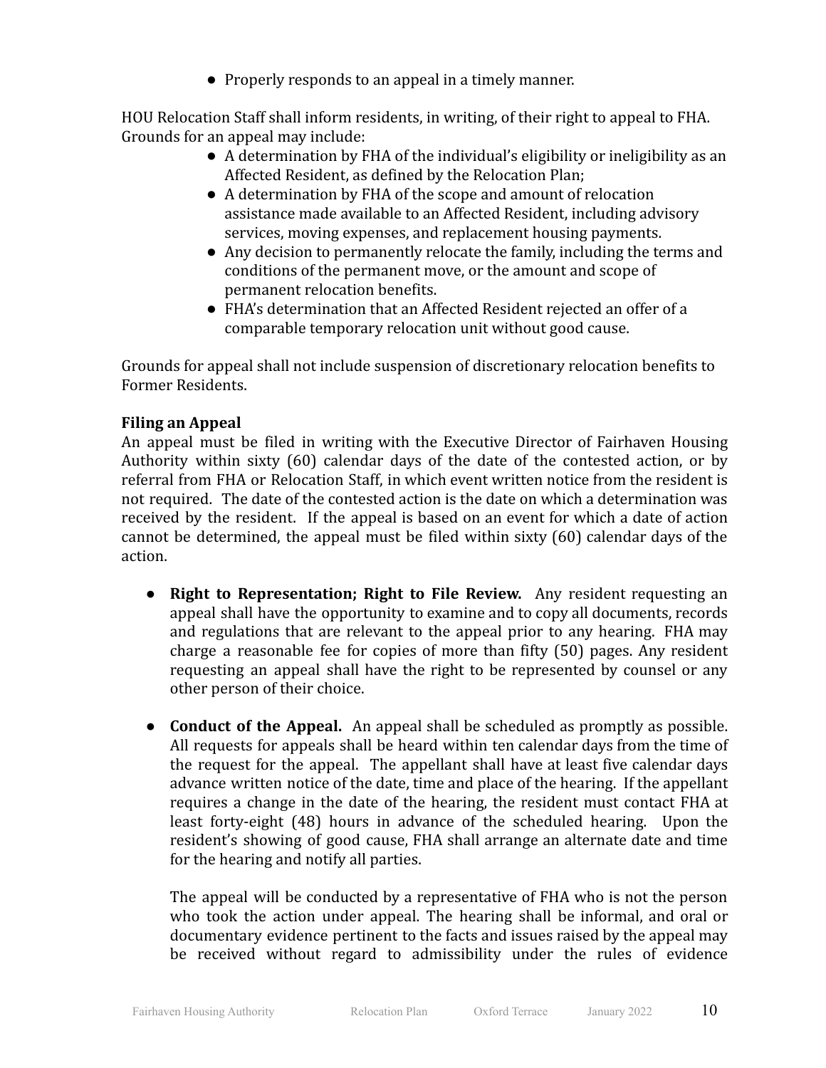- Properly responds to an appeal in a timely manner.

HOU Relocation Staff shall inform residents, in writing, of their right to appeal to FHA. Grounds for an appeal may include:

- A determination by FHA of the individual's eligibility or ineligibility as an Affected Resident, as defined by the Relocation Plan;
- A determination by FHA of the scope and amount of relocation assistance made available to an Affected Resident, including advisory services, moving expenses, and replacement housing payments.
- Any decision to permanently relocate the family, including the terms and conditions of the permanent move, or the amount and scope of permanent relocation benefits.
- FHA's determination that an Affected Resident rejected an offer of a comparable temporary relocation unit without good cause.

Grounds for appeal shall not include suspension of discretionary relocation benefits to Former Residents.

**Filing an Appeal**

An appeal must be filed in writing with the Executive Director of Fairhaven Housing Authority within sixty (60) calendar days of the date of the contested action, or by referral from FHA or Relocation Staff, in which event written notice from the resident is not required. The date of the contested action is the date on which a determination was received by the resident. If the appeal is based on an event for which a date of action cannot be determined, the appeal must be filed within sixty (60) calendar days of the action.

- **Right to Representation; Right to File Review.** Any resident requesting an appeal shall have the opportunity to examine and to copy all documents, records and regulations that are relevant to the appeal prior to any hearing. FHA may charge a reasonable fee for copies of more than fifty (50) pages. Any resident requesting an appeal shall have the right to be represented by counsel or any other person of their choice.

- **Conduct of the Appeal.** An appeal shall be scheduled as promptly as possible. All requests for appeals shall be heard within ten calendar days from the time of the request for the appeal. The appellant shall have at least five calendar days advance written notice of the date, time and place of the hearing. If the appellant requires a change in the date of the hearing, the resident must contact FHA at least forty-eight (48) hours in advance of the scheduled hearing. Upon the resident's showing of good cause, FHA shall arrange an alternate date and time for the hearing and notify all parties.

  The appeal will be conducted by a representative of FHA who is not the person who took the action under appeal. The hearing shall be informal, and oral or documentary evidence pertinent to the facts and issues raised by the appeal may be received without regard to admissibility under the rules of evidence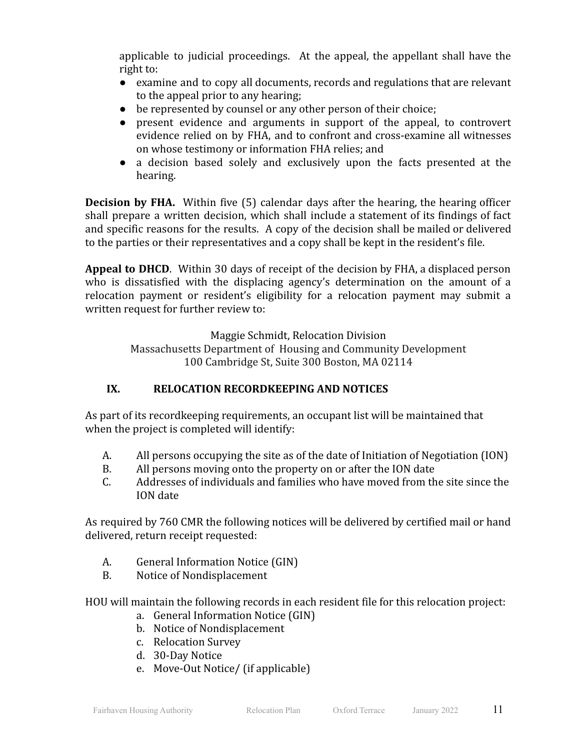applicable to judicial proceedings. At the appeal, the appellant shall have the right to:

- examine and to copy all documents, records and regulations that are relevant to the appeal prior to any hearing;
- be represented by counsel or any other person of their choice;
- present evidence and arguments in support of the appeal, to controvert evidence relied on by FHA, and to confront and cross-examine all witnesses on whose testimony or information FHA relies; and
- a decision based solely and exclusively upon the facts presented at the hearing.

**Decision by FHA.** Within five (5) calendar days after the hearing, the hearing officer shall prepare a written decision, which shall include a statement of its findings of fact and specific reasons for the results. A copy of the decision shall be mailed or delivered to the parties or their representatives and a copy shall be kept in the resident's file.

**Appeal to DHCD**. Within 30 days of receipt of the decision by FHA, a displaced person who is dissatisfied with the displacing agency's determination on the amount of a relocation payment or resident's eligibility for a relocation payment may submit a written request for further review to:

Maggie Schmidt, Relocation Division
Massachusetts Department of Housing and Community Development
100 Cambridge St, Suite 300 Boston, MA 02114

## IX. RELOCATION RECORDKEEPING AND NOTICES

As part of its recordkeeping requirements, an occupant list will be maintained that when the project is completed will identify:

A. All persons occupying the site as of the date of Initiation of Negotiation (ION)
B. All persons moving onto the property on or after the ION date
C. Addresses of individuals and families who have moved from the site since the ION date

As required by 760 CMR the following notices will be delivered by certified mail or hand delivered, return receipt requested:

A. General Information Notice (GIN)
B. Notice of Nondisplacement

HOU will maintain the following records in each resident file for this relocation project:

a. General Information Notice (GIN)
b. Notice of Nondisplacement
c. Relocation Survey
d. 30-Day Notice
e. Move-Out Notice/ (if applicable)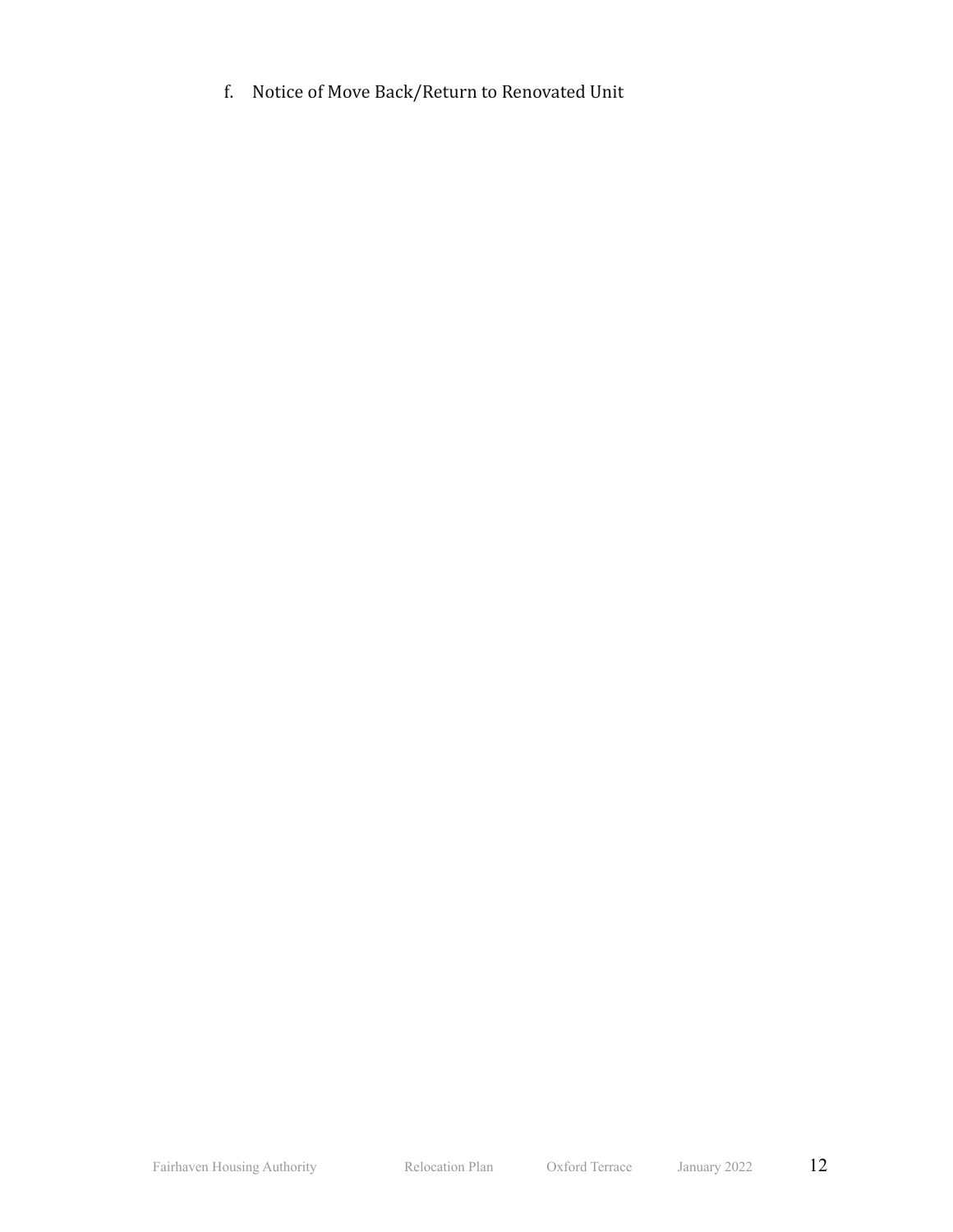f. Notice of Move Back/Return to Renovated Unit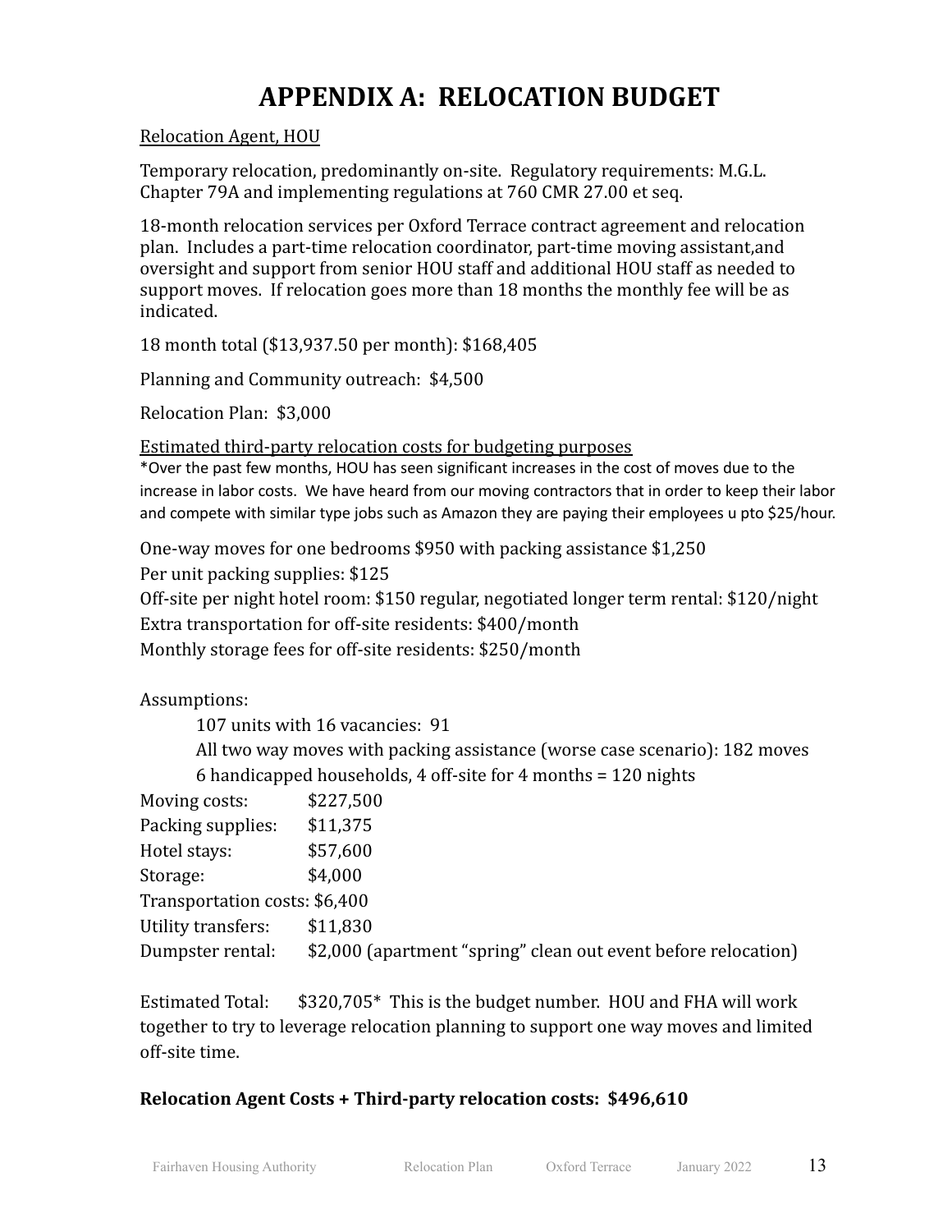# APPENDIX A: RELOCATION BUDGET

Relocation Agent, HOU

Temporary relocation, predominantly on-site. Regulatory requirements: M.G.L. Chapter 79A and implementing regulations at 760 CMR 27.00 et seq.

18-month relocation services per Oxford Terrace contract agreement and relocation plan. Includes a part-time relocation coordinator, part-time moving assistant,and oversight and support from senior HOU staff and additional HOU staff as needed to support moves. If relocation goes more than 18 months the monthly fee will be as indicated.

18 month total ($13,937.50 per month): $168,405

Planning and Community outreach: $4,500

Relocation Plan: $3,000

Estimated third-party relocation costs for budgeting purposes

*Over the past few months, HOU has seen significant increases in the cost of moves due to the increase in labor costs. We have heard from our moving contractors that in order to keep their labor and compete with similar type jobs such as Amazon they are paying their employees u pto $25/hour.

One-way moves for one bedrooms $950 with packing assistance $1,250  
Per unit packing supplies: $125  
Off-site per night hotel room: $150 regular, negotiated longer term rental: $120/night  
Extra transportation for off-site residents: $400/month  
Monthly storage fees for off-site residents: $250/month

Assumptions:

- 107 units with 16 vacancies: 91
- All two way moves with packing assistance (worse case scenario): 182 moves
- 6 handicapped households, 4 off-site for 4 months = 120 nights

| | |
|---|---|
| Moving costs: | $227,500 |
| Packing supplies: | $11,375 |
| Hotel stays: | $57,600 |
| Storage: | $4,000 |
| Transportation costs: | $6,400 |
| Utility transfers: | $11,830 |
| Dumpster rental: | $2,000 (apartment "spring" clean out event before relocation) |

Estimated Total: $320,705* This is the budget number. HOU and FHA will work together to try to leverage relocation planning to support one way moves and limited off-site time.

**Relocation Agent Costs + Third-party relocation costs: $496,610**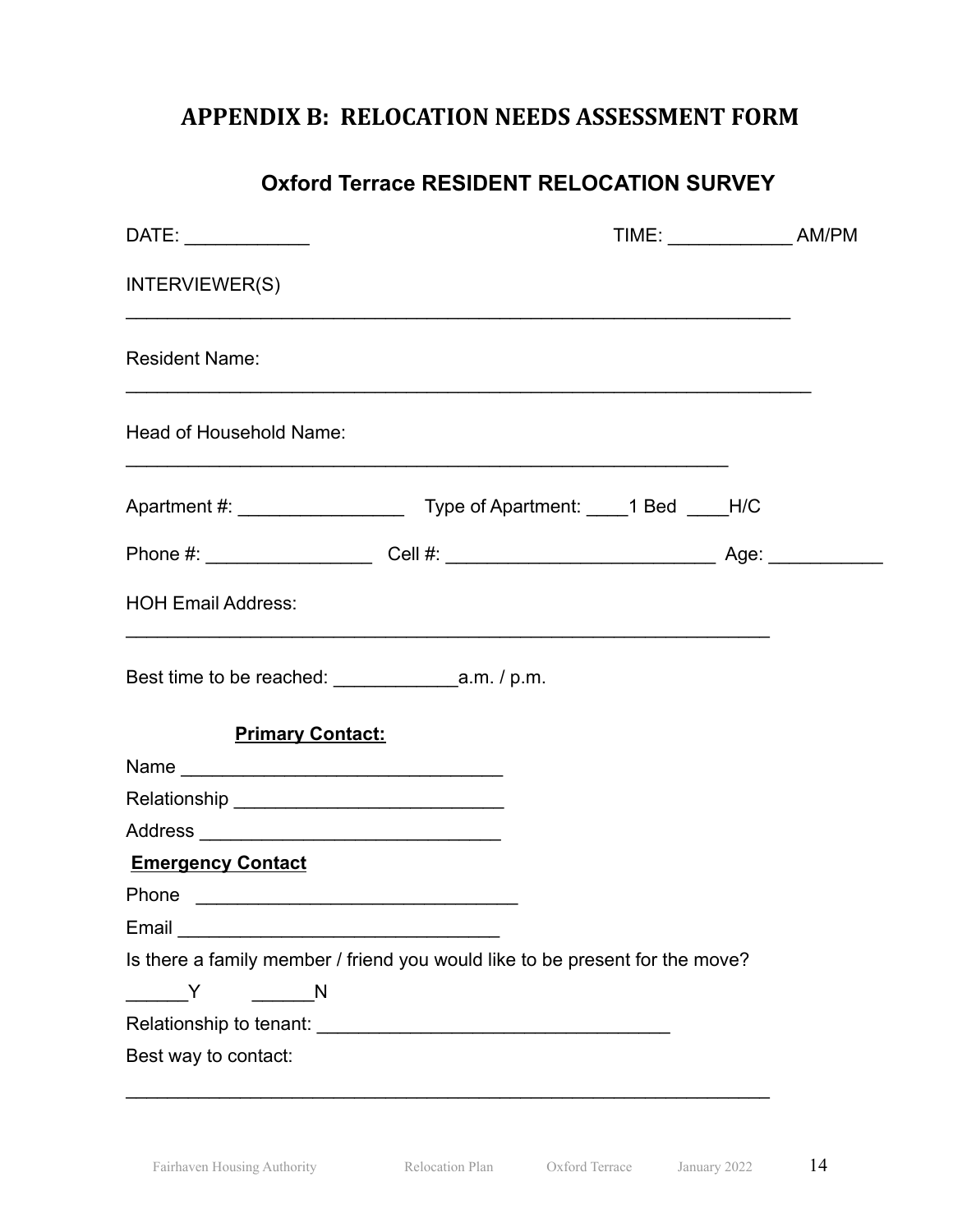# APPENDIX B: RELOCATION NEEDS ASSESSMENT FORM

## Oxford Terrace RESIDENT RELOCATION SURVEY

DATE: ____________ TIME: ____________ AM/PM

INTERVIEWER(S)

_________________________________________________________________

Resident Name:

_________________________________________________________________

Head of Household Name:

___________________________________________________________

Apartment #: ________________ Type of Apartment: ____1 Bed ____H/C

Phone #: ________________ Cell #: __________________________ Age: ___________

HOH Email Address:

_______________________________________________________________

Best time to be reached: ____________a.m. / p.m.

**Primary Contact:**

Name _______________________________

Relationship __________________________

Address _____________________________

**Emergency Contact**

Phone _______________________________

Email _______________________________

Is there a family member / friend you would like to be present for the move?

______Y ______N

Relationship to tenant: __________________________________

Best way to contact:

_______________________________________________________________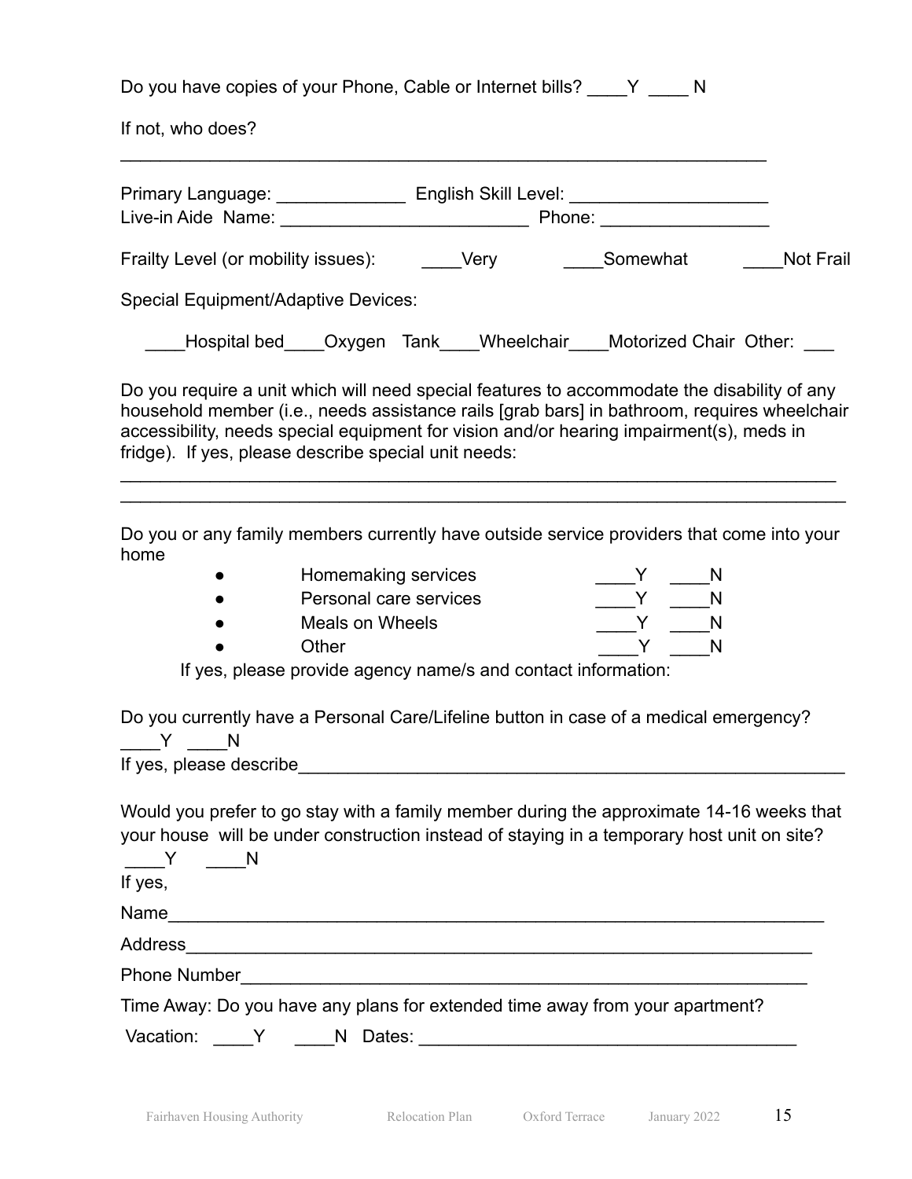Do you have copies of your Phone, Cable or Internet bills? ____Y ____ N

If not, who does?

_________________________________________________________________

Primary Language: _____________ English Skill Level: ____________________
Live-in Aide Name: _________________________ Phone: _________________

Frailty Level (or mobility issues): ____Very ____Somewhat ____Not Frail

Special Equipment/Adaptive Devices:

____Hospital bed____Oxygen Tank____Wheelchair____Motorized Chair Other: ___

Do you require a unit which will need special features to accommodate the disability of any household member (i.e., needs assistance rails [grab bars] in bathroom, requires wheelchair accessibility, needs special equipment for vision and/or hearing impairment(s), meds in fridge). If yes, please describe special unit needs:

_________________________________________________________________________
_________________________________________________________________________

Do you or any family members currently have outside service providers that come into your home

- Homemaking services ____Y ____N
- Personal care services ____Y ____N
- Meals on Wheels ____Y ____N
- Other ____Y ____N

If yes, please provide agency name/s and contact information:

Do you currently have a Personal Care/Lifeline button in case of a medical emergency?
____Y ____N
If yes, please describe_____________________________________________________

Would you prefer to go stay with a family member during the approximate 14-16 weeks that your house will be under construction instead of staying in a temporary host unit on site?
____Y ____N
If yes,

Name_____________________________________________________________

Address___________________________________________________________

Phone Number______________________________________________________

Time Away: Do you have any plans for extended time away from your apartment?

Vacation: ____Y ____N Dates: ____________________________________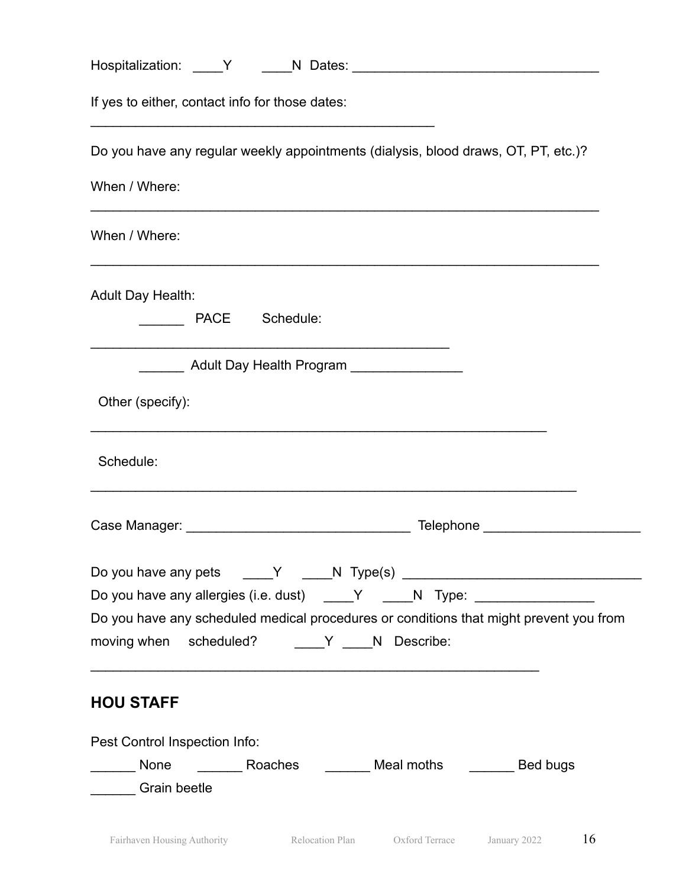Hospitalization: ____Y ____N Dates: ________________________________

If yes to either, contact info for those dates:

______________________________________________

Do you have any regular weekly appointments (dialysis, blood draws, OT, PT, etc.)?

When / Where:

____________________________________________________________________

When / Where:

____________________________________________________________________

Adult Day Health:

______ PACE Schedule:

________________________________________________

______ Adult Day Health Program ______________

Other (specify):

_____________________________________________________________

Schedule:

_________________________________________________________________

Case Manager: ______________________________ Telephone ____________________

Do you have any pets ____Y ____N Type(s) ________________________________

Do you have any allergies (i.e. dust) ____Y ____N Type: ________________

Do you have any scheduled medical procedures or conditions that might prevent you from moving when scheduled? ____Y ____N Describe:

____________________________________________________________

## HOU STAFF

Pest Control Inspection Info:

______ None ______ Roaches ______ Meal moths ______ Bed bugs

______ Grain beetle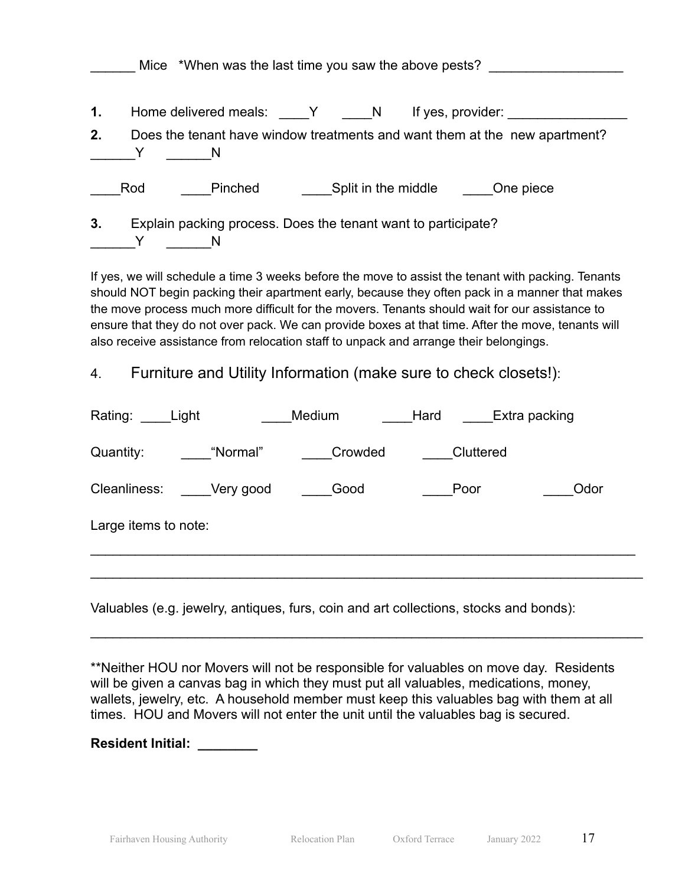______ Mice *When was the last time you saw the above pests? __________________

**1.** Home delivered meals: ____Y ____N If yes, provider: ________________

**2.** Does the tenant have window treatments and want them at the new apartment?
______Y ______N

____Rod ____Pinched ____Split in the middle ____One piece

**3.** Explain packing process. Does the tenant want to participate?
______Y ______N

If yes, we will schedule a time 3 weeks before the move to assist the tenant with packing. Tenants should NOT begin packing their apartment early, because they often pack in a manner that makes the move process much more difficult for the movers. Tenants should wait for our assistance to ensure that they do not over pack. We can provide boxes at that time. After the move, tenants will also receive assistance from relocation staff to unpack and arrange their belongings.

4. Furniture and Utility Information (make sure to check closets!):

Rating: ____Light ____Medium ____Hard ____Extra packing

Quantity: ____"Normal" ____Crowded ____Cluttered

Cleanliness: ____Very good ____Good ____Poor ____Odor

Large items to note:
______________________________________________________________________________
______________________________________________________________________________

Valuables (e.g. jewelry, antiques, furs, coin and art collections, stocks and bonds):
______________________________________________________________________________

**Neither HOU nor Movers will not be responsible for valuables on move day. Residents will be given a canvas bag in which they must put all valuables, medications, money, wallets, jewelry, etc. A household member must keep this valuables bag with them at all times. HOU and Movers will not enter the unit until the valuables bag is secured.

**Resident Initial: ________**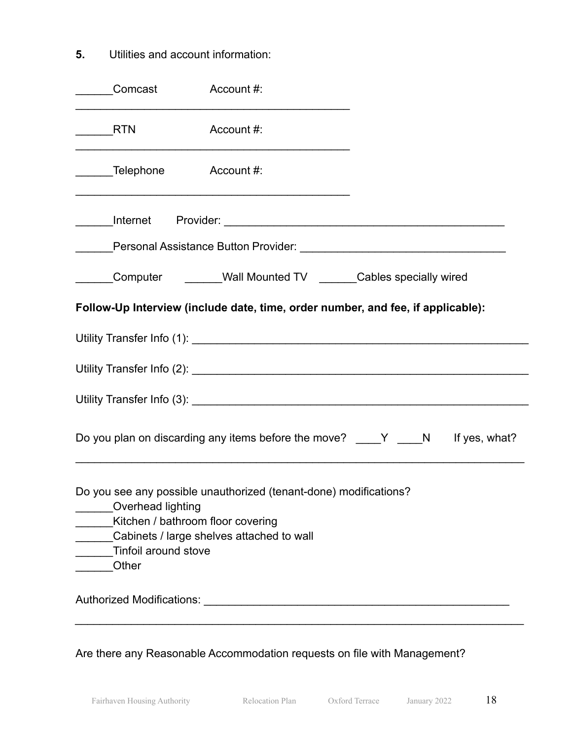**5.** Utilities and account information:

______Comcast Account #:

______________________________________________

______RTN Account #:

______________________________________________

______Telephone Account #:

______________________________________________

______Internet Provider: _______________________________________________

______Personal Assistance Button Provider: _________________________________

______Computer ______Wall Mounted TV ______Cables specially wired

**Follow-Up Interview (include date, time, order number, and fee, if applicable):**

Utility Transfer Info (1): ________________________________________________________

Utility Transfer Info (2): ________________________________________________________

Utility Transfer Info (3): ________________________________________________________

Do you plan on discarding any items before the move? ____Y ____N If yes, what?

___________________________________________________________________________

Do you see any possible unauthorized (tenant-done) modifications?
______Overhead lighting
______Kitchen / bathroom floor covering
______Cabinets / large shelves attached to wall
______Tinfoil around stove
______Other

Authorized Modifications: ___________________________________________________

___________________________________________________________________________

Are there any Reasonable Accommodation requests on file with Management?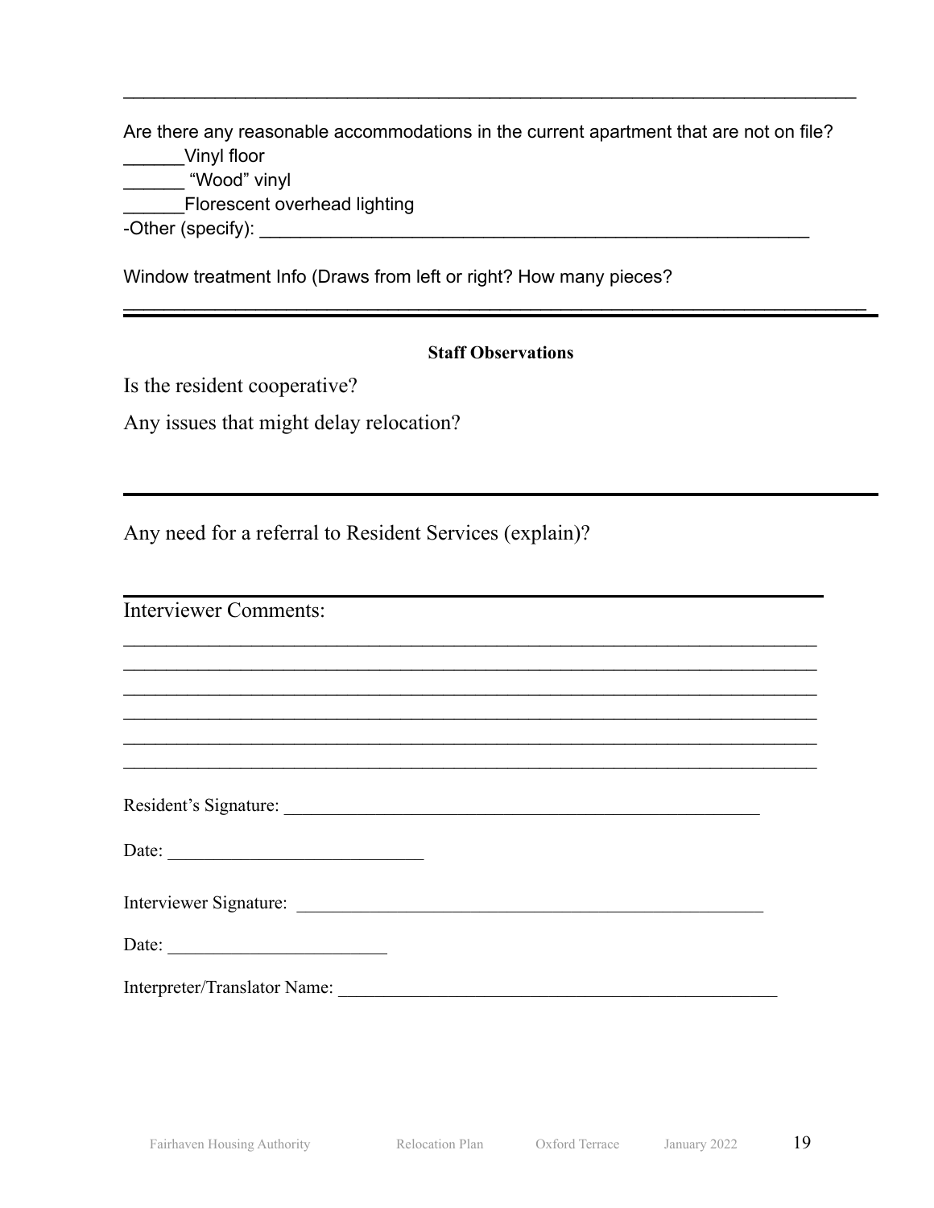\_\_\_\_\_\_\_\_\_\_\_\_\_\_\_\_\_\_\_\_\_\_\_\_\_\_\_\_\_\_\_\_\_\_\_\_\_\_\_\_\_\_\_\_\_\_\_\_\_\_\_\_\_\_\_\_\_\_\_\_\_\_\_\_\_\_\_\_\_\_

Are there any reasonable accommodations in the current apartment that are not on file?

______Vinyl floor

______ "Wood" vinyl

______Florescent overhead lighting

-Other (specify): ___________________________________________________________

Window treatment Info (Draws from left or right? How many pieces?

___________________________________________________________________________

---

**Staff Observations**

Is the resident cooperative?

Any issues that might delay relocation?

---

Any need for a referral to Resident Services (explain)?

---

Interviewer Comments:

___________________________________________________________________________

___________________________________________________________________________

___________________________________________________________________________

___________________________________________________________________________

___________________________________________________________________________

___________________________________________________________________________

Resident's Signature: _______________________________________________________

Date: ____________________________

Interviewer Signature: _______________________________________________________

Date: ________________________

Interpreter/Translator Name: __________________________________________________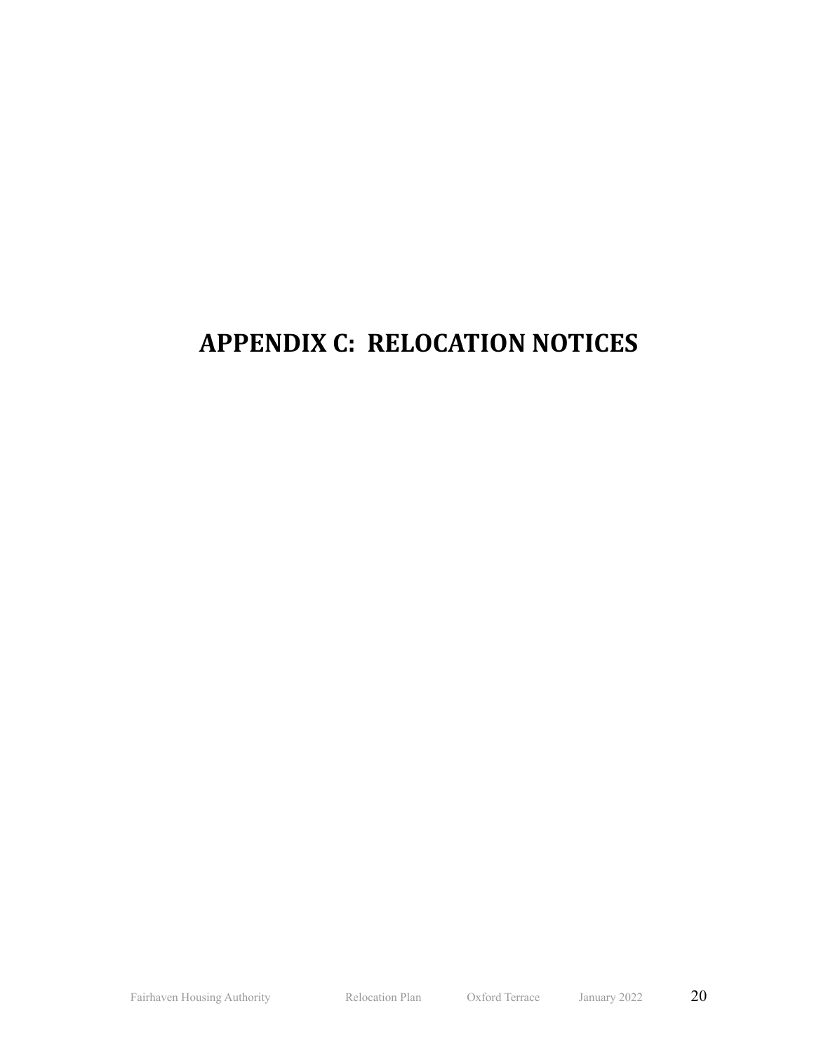# APPENDIX C: RELOCATION NOTICES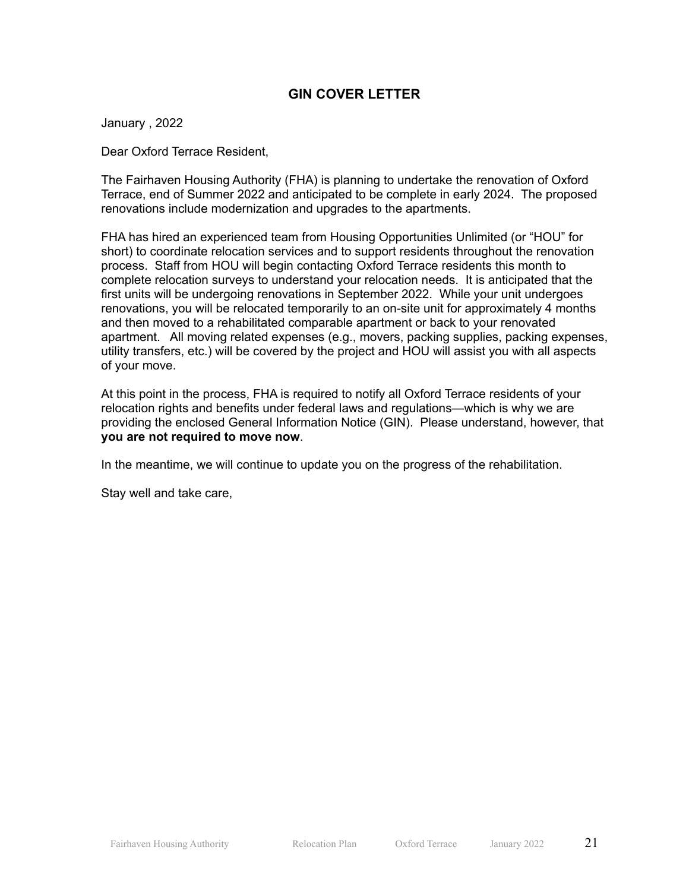## GIN COVER LETTER

January , 2022

Dear Oxford Terrace Resident,

The Fairhaven Housing Authority (FHA) is planning to undertake the renovation of Oxford Terrace, end of Summer 2022 and anticipated to be complete in early 2024. The proposed renovations include modernization and upgrades to the apartments.

FHA has hired an experienced team from Housing Opportunities Unlimited (or "HOU" for short) to coordinate relocation services and to support residents throughout the renovation process. Staff from HOU will begin contacting Oxford Terrace residents this month to complete relocation surveys to understand your relocation needs. It is anticipated that the first units will be undergoing renovations in September 2022. While your unit undergoes renovations, you will be relocated temporarily to an on-site unit for approximately 4 months and then moved to a rehabilitated comparable apartment or back to your renovated apartment. All moving related expenses (e.g., movers, packing supplies, packing expenses, utility transfers, etc.) will be covered by the project and HOU will assist you with all aspects of your move.

At this point in the process, FHA is required to notify all Oxford Terrace residents of your relocation rights and benefits under federal laws and regulations—which is why we are providing the enclosed General Information Notice (GIN). Please understand, however, that **you are not required to move now**.

In the meantime, we will continue to update you on the progress of the rehabilitation.

Stay well and take care,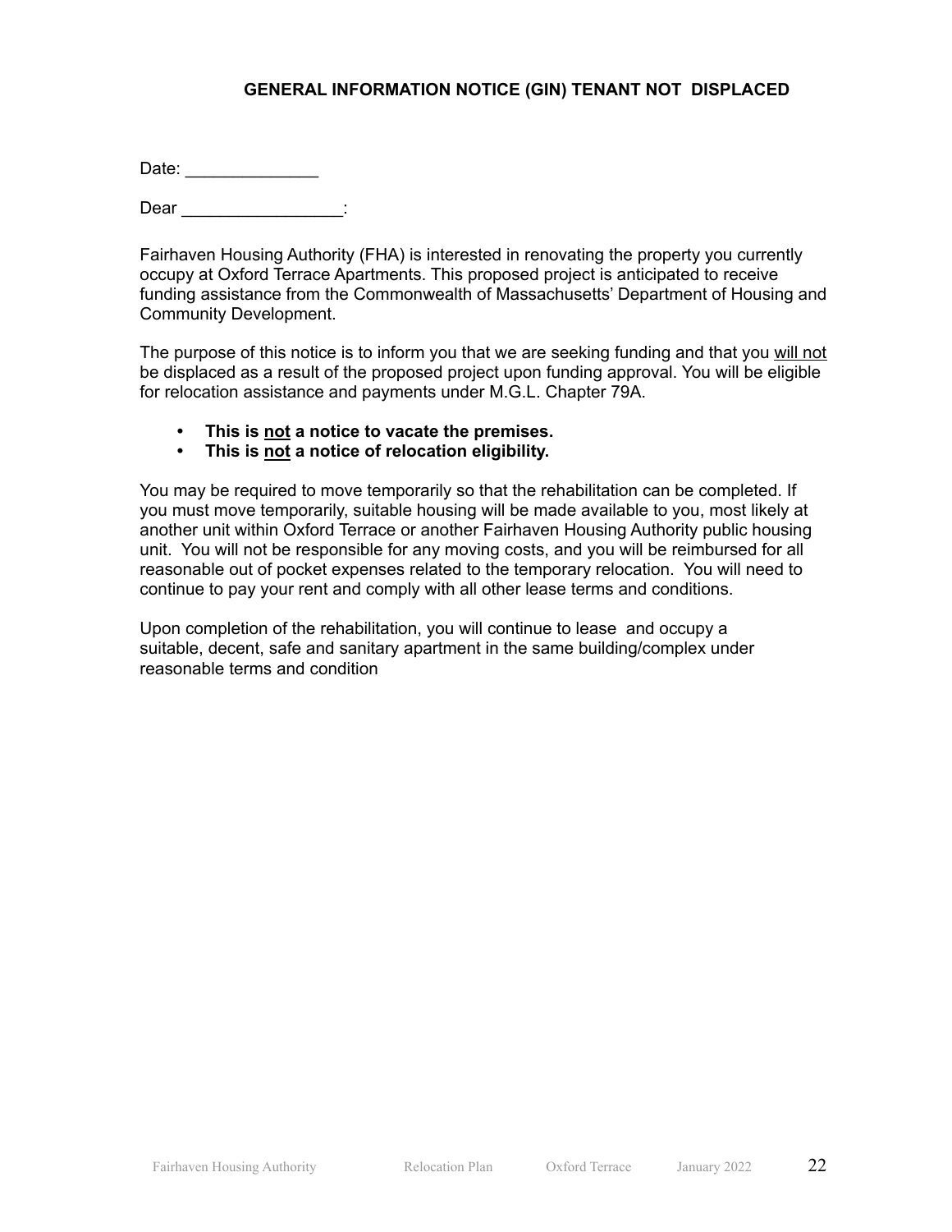### GENERAL INFORMATION NOTICE (GIN) TENANT NOT DISPLACED

Date: ______________

Dear _________________:

Fairhaven Housing Authority (FHA) is interested in renovating the property you currently occupy at Oxford Terrace Apartments. This proposed project is anticipated to receive funding assistance from the Commonwealth of Massachusetts' Department of Housing and Community Development.

The purpose of this notice is to inform you that we are seeking funding and that you <u>will not</u> be displaced as a result of the proposed project upon funding approval. You will be eligible for relocation assistance and payments under M.G.L. Chapter 79A.

- **This is <u>not</u> a notice to vacate the premises.**
- **This is <u>not</u> a notice of relocation eligibility.**

You may be required to move temporarily so that the rehabilitation can be completed. If you must move temporarily, suitable housing will be made available to you, most likely at another unit within Oxford Terrace or another Fairhaven Housing Authority public housing unit. You will not be responsible for any moving costs, and you will be reimbursed for all reasonable out of pocket expenses related to the temporary relocation. You will need to continue to pay your rent and comply with all other lease terms and conditions.

Upon completion of the rehabilitation, you will continue to lease and occupy a suitable, decent, safe and sanitary apartment in the same building/complex under reasonable terms and condition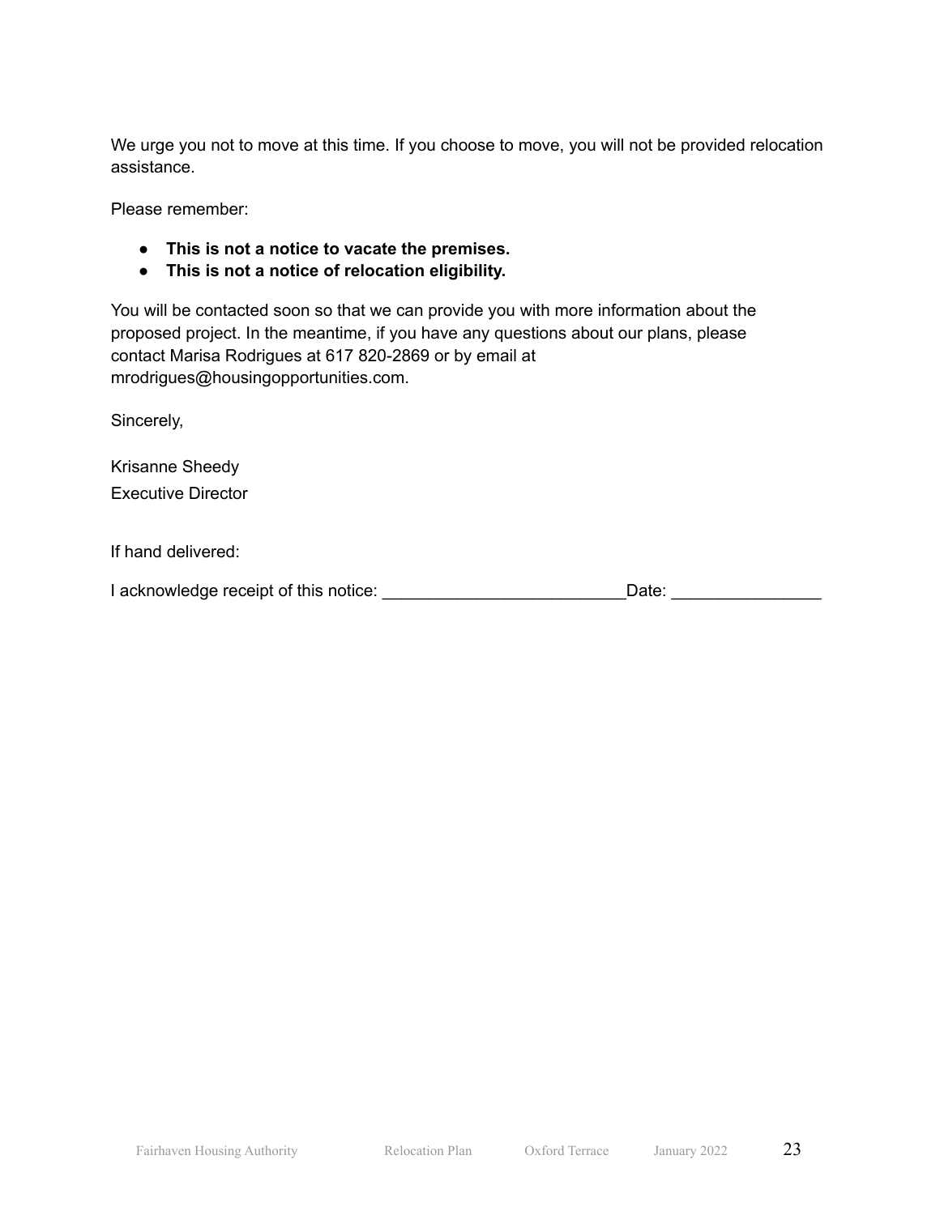We urge you not to move at this time. If you choose to move, you will not be provided relocation assistance.

Please remember:

- **This is not a notice to vacate the premises.**
- **This is not a notice of relocation eligibility.**

You will be contacted soon so that we can provide you with more information about the proposed project. In the meantime, if you have any questions about our plans, please contact Marisa Rodrigues at 617 820-2869 or by email at mrodrigues@housingopportunities.com.

Sincerely,

Krisanne Sheedy
Executive Director

If hand delivered:

I acknowledge receipt of this notice: _________________________Date: ________________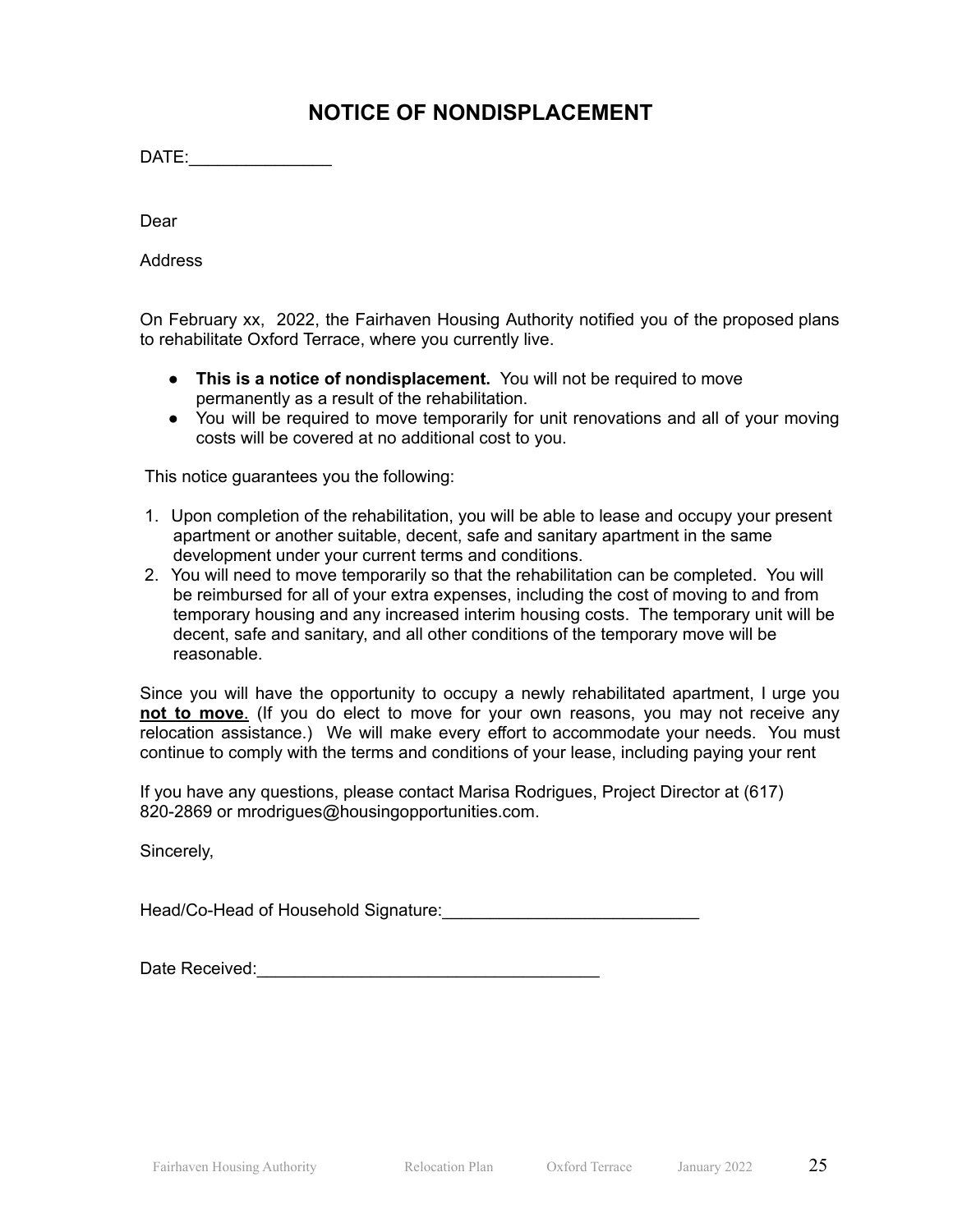# NOTICE OF NONDISPLACEMENT

DATE:_______________

Dear

Address

On February xx, 2022, the Fairhaven Housing Authority notified you of the proposed plans to rehabilitate Oxford Terrace, where you currently live.

- **This is a notice of nondisplacement.** You will not be required to move permanently as a result of the rehabilitation.
- You will be required to move temporarily for unit renovations and all of your moving costs will be covered at no additional cost to you.

This notice guarantees you the following:

1. Upon completion of the rehabilitation, you will be able to lease and occupy your present apartment or another suitable, decent, safe and sanitary apartment in the same development under your current terms and conditions.
2. You will need to move temporarily so that the rehabilitation can be completed. You will be reimbursed for all of your extra expenses, including the cost of moving to and from temporary housing and any increased interim housing costs. The temporary unit will be decent, safe and sanitary, and all other conditions of the temporary move will be reasonable.

Since you will have the opportunity to occupy a newly rehabilitated apartment, I urge you **<u>not to move</u>**. (If you do elect to move for your own reasons, you may not receive any relocation assistance.) We will make every effort to accommodate your needs. You must continue to comply with the terms and conditions of your lease, including paying your rent

If you have any questions, please contact Marisa Rodrigues, Project Director at (617) 820-2869 or mrodrigues@housingopportunities.com.

Sincerely,

Head/Co-Head of Household Signature:___________________________

Date Received:_____________________________________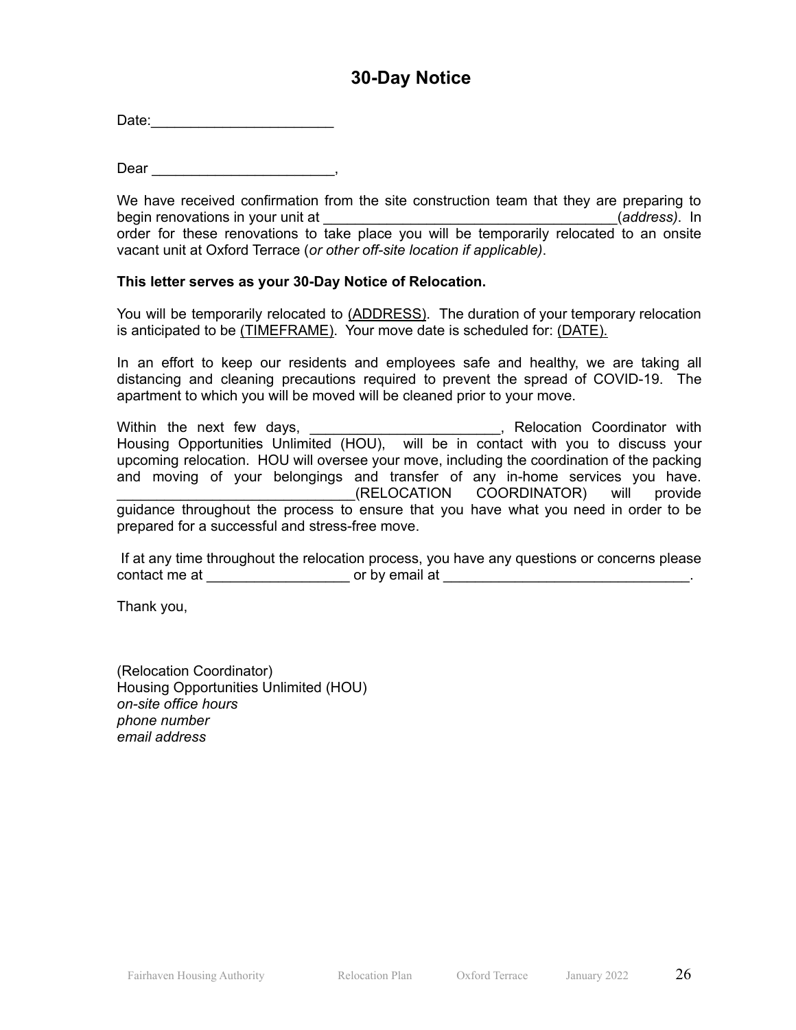# 30-Day Notice

Date:______________________

Dear ______________________,

We have received confirmation from the site construction team that they are preparing to begin renovations in your unit at _____________________________________(*address)*. In order for these renovations to take place you will be temporarily relocated to an onsite vacant unit at Oxford Terrace (*or other off-site location if applicable)*.

**This letter serves as your 30-Day Notice of Relocation.**

You will be temporarily relocated to (ADDRESS). The duration of your temporary relocation is anticipated to be (TIMEFRAME). Your move date is scheduled for: (DATE).

In an effort to keep our residents and employees safe and healthy, we are taking all distancing and cleaning precautions required to prevent the spread of COVID-19. The apartment to which you will be moved will be cleaned prior to your move.

Within the next few days, ________________________, Relocation Coordinator with Housing Opportunities Unlimited (HOU), will be in contact with you to discuss your upcoming relocation. HOU will oversee your move, including the coordination of the packing and moving of your belongings and transfer of any in-home services you have. ______________________________(RELOCATION COORDINATOR) will provide guidance throughout the process to ensure that you have what you need in order to be prepared for a successful and stress-free move.

If at any time throughout the relocation process, you have any questions or concerns please contact me at __________________ or by email at _______________________________.

Thank you,

(Relocation Coordinator)
Housing Opportunities Unlimited (HOU)
*on-site office hours*
*phone number*
*email address*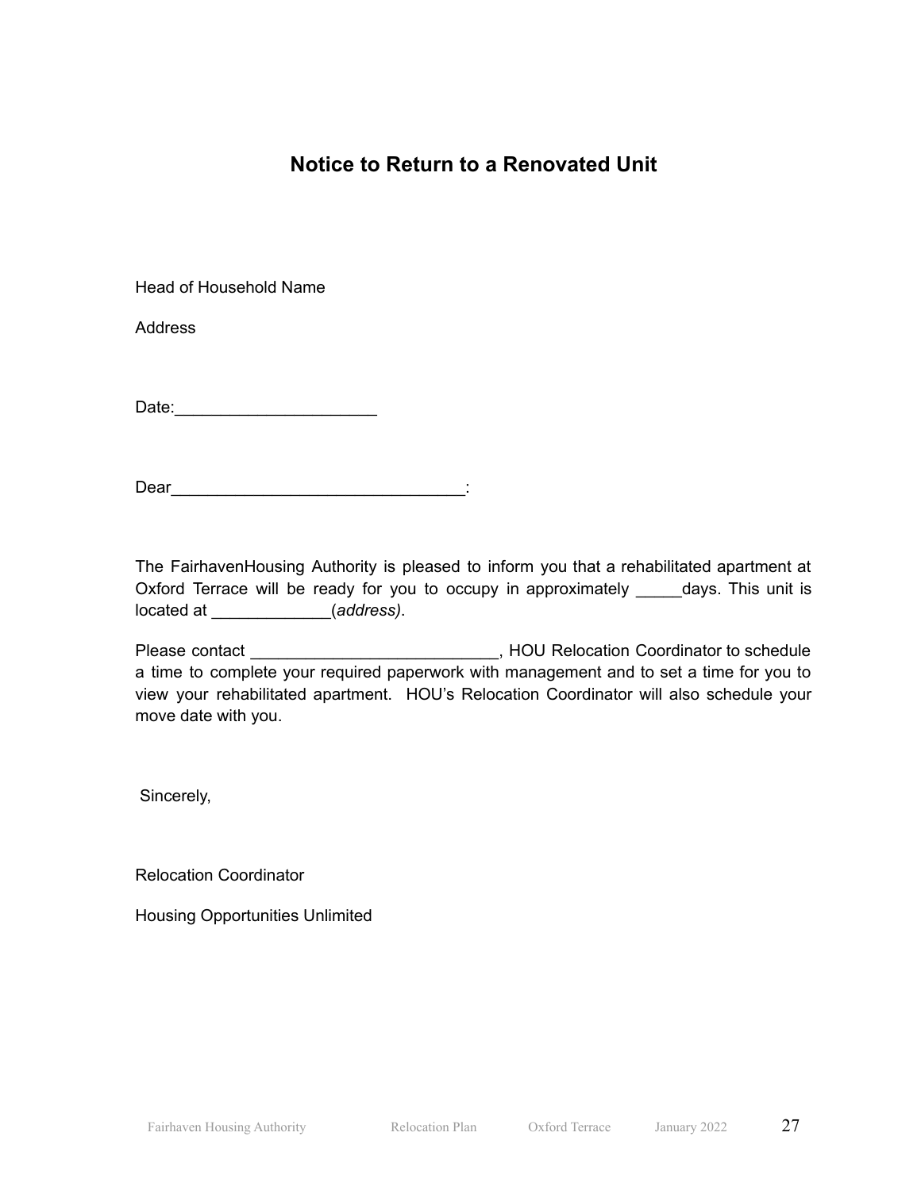## Notice to Return to a Renovated Unit

Head of Household Name

Address

Date:______________________

Dear________________________________:

The FairhavenHousing Authority is pleased to inform you that a rehabilitated apartment at Oxford Terrace will be ready for you to occupy in approximately _____days. This unit is located at _____________(*address)*.

Please contact ___________________________, HOU Relocation Coordinator to schedule a time to complete your required paperwork with management and to set a time for you to view your rehabilitated apartment. HOU's Relocation Coordinator will also schedule your move date with you.

Sincerely,

Relocation Coordinator

Housing Opportunities Unlimited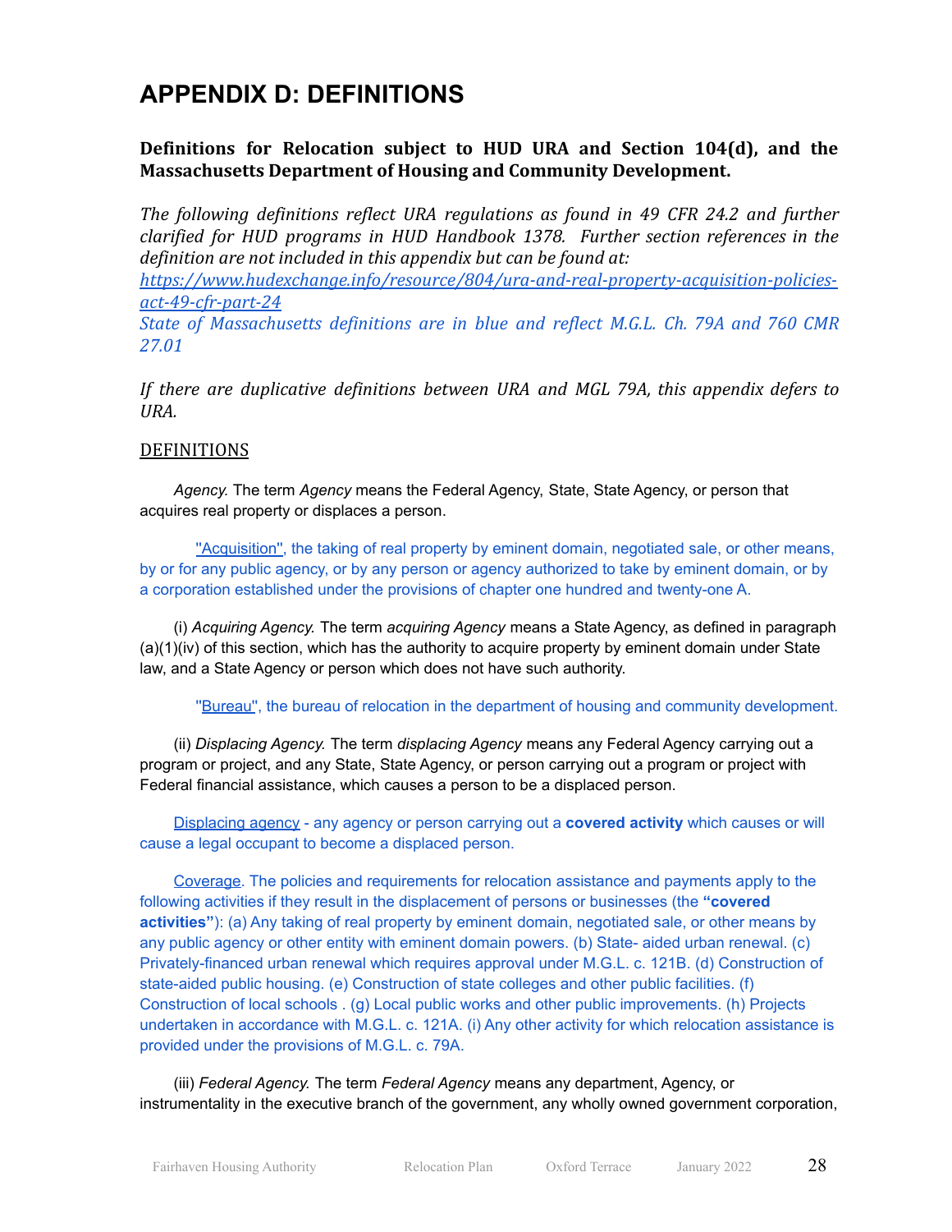# APPENDIX D: DEFINITIONS

### Definitions for Relocation subject to HUD URA and Section 104(d), and the Massachusetts Department of Housing and Community Development.

*The following definitions reflect URA regulations as found in 49 CFR 24.2 and further clarified for HUD programs in HUD Handbook 1378. Further section references in the definition are not included in this appendix but can be found at: https://www.hudexchange.info/resource/804/ura-and-real-property-acquisition-policies-act-49-cfr-part-24*
*State of Massachusetts definitions are in blue and reflect M.G.L. Ch. 79A and 760 CMR 27.01*

*If there are duplicative definitions between URA and MGL 79A, this appendix defers to URA.*

DEFINITIONS

*Agency.* The term *Agency* means the Federal Agency, State, State Agency, or person that acquires real property or displaces a person.

"Acquisition", the taking of real property by eminent domain, negotiated sale, or other means, by or for any public agency, or by any person or agency authorized to take by eminent domain, or by a corporation established under the provisions of chapter one hundred and twenty-one A.

(i) *Acquiring Agency.* The term *acquiring Agency* means a State Agency, as defined in paragraph (a)(1)(iv) of this section, which has the authority to acquire property by eminent domain under State law, and a State Agency or person which does not have such authority.

"Bureau", the bureau of relocation in the department of housing and community development.

(ii) *Displacing Agency.* The term *displacing Agency* means any Federal Agency carrying out a program or project, and any State, State Agency, or person carrying out a program or project with Federal financial assistance, which causes a person to be a displaced person.

Displacing agency - any agency or person carrying out a **covered activity** which causes or will cause a legal occupant to become a displaced person.

Coverage. The policies and requirements for relocation assistance and payments apply to the following activities if they result in the displacement of persons or businesses (the **"covered activities"**): (a) Any taking of real property by eminent domain, negotiated sale, or other means by any public agency or other entity with eminent domain powers. (b) State- aided urban renewal. (c) Privately-financed urban renewal which requires approval under M.G.L. c. 121B. (d) Construction of state-aided public housing. (e) Construction of state colleges and other public facilities. (f) Construction of local schools . (g) Local public works and other public improvements. (h) Projects undertaken in accordance with M.G.L. c. 121A. (i) Any other activity for which relocation assistance is provided under the provisions of M.G.L. c. 79A.

(iii) *Federal Agency.* The term *Federal Agency* means any department, Agency, or instrumentality in the executive branch of the government, any wholly owned government corporation,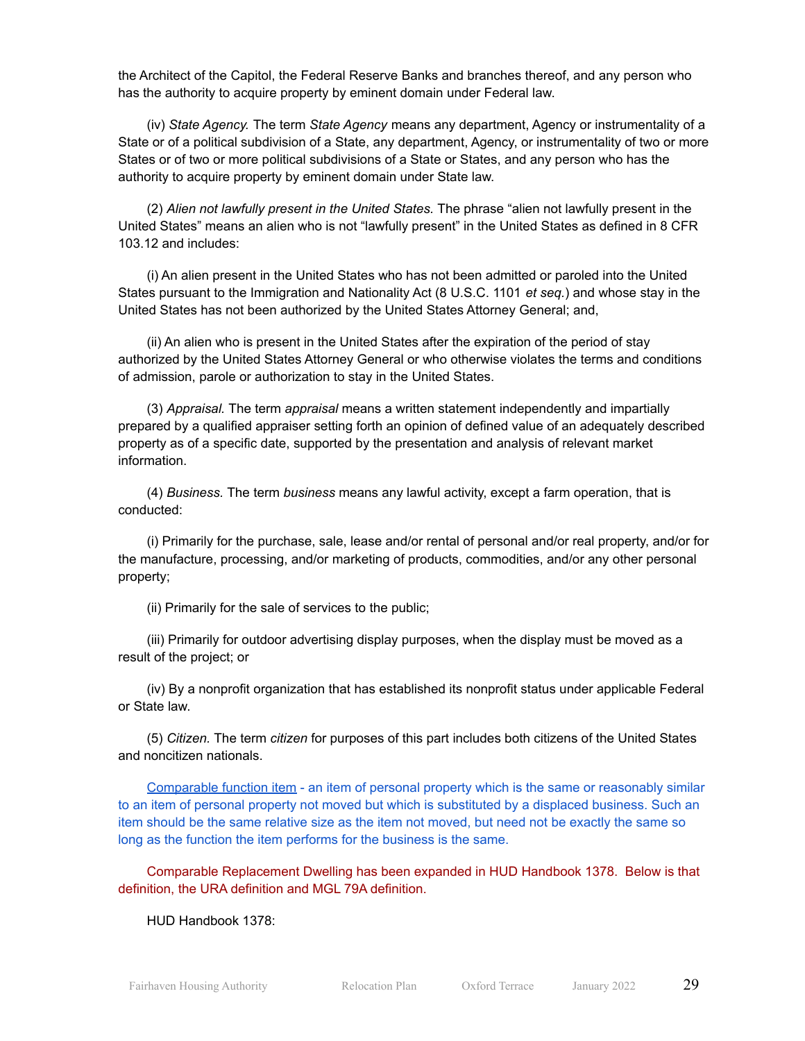the Architect of the Capitol, the Federal Reserve Banks and branches thereof, and any person who has the authority to acquire property by eminent domain under Federal law.

(iv) *State Agency.* The term *State Agency* means any department, Agency or instrumentality of a State or of a political subdivision of a State, any department, Agency, or instrumentality of two or more States or of two or more political subdivisions of a State or States, and any person who has the authority to acquire property by eminent domain under State law.

(2) *Alien not lawfully present in the United States.* The phrase "alien not lawfully present in the United States" means an alien who is not "lawfully present" in the United States as defined in 8 CFR 103.12 and includes:

(i) An alien present in the United States who has not been admitted or paroled into the United States pursuant to the Immigration and Nationality Act (8 U.S.C. 1101 *et seq.*) and whose stay in the United States has not been authorized by the United States Attorney General; and,

(ii) An alien who is present in the United States after the expiration of the period of stay authorized by the United States Attorney General or who otherwise violates the terms and conditions of admission, parole or authorization to stay in the United States.

(3) *Appraisal.* The term *appraisal* means a written statement independently and impartially prepared by a qualified appraiser setting forth an opinion of defined value of an adequately described property as of a specific date, supported by the presentation and analysis of relevant market information.

(4) *Business.* The term *business* means any lawful activity, except a farm operation, that is conducted:

(i) Primarily for the purchase, sale, lease and/or rental of personal and/or real property, and/or for the manufacture, processing, and/or marketing of products, commodities, and/or any other personal property;

(ii) Primarily for the sale of services to the public;

(iii) Primarily for outdoor advertising display purposes, when the display must be moved as a result of the project; or

(iv) By a nonprofit organization that has established its nonprofit status under applicable Federal or State law.

(5) *Citizen.* The term *citizen* for purposes of this part includes both citizens of the United States and noncitizen nationals.

Comparable function item - an item of personal property which is the same or reasonably similar to an item of personal property not moved but which is substituted by a displaced business. Such an item should be the same relative size as the item not moved, but need not be exactly the same so long as the function the item performs for the business is the same.

Comparable Replacement Dwelling has been expanded in HUD Handbook 1378. Below is that definition, the URA definition and MGL 79A definition.

HUD Handbook 1378: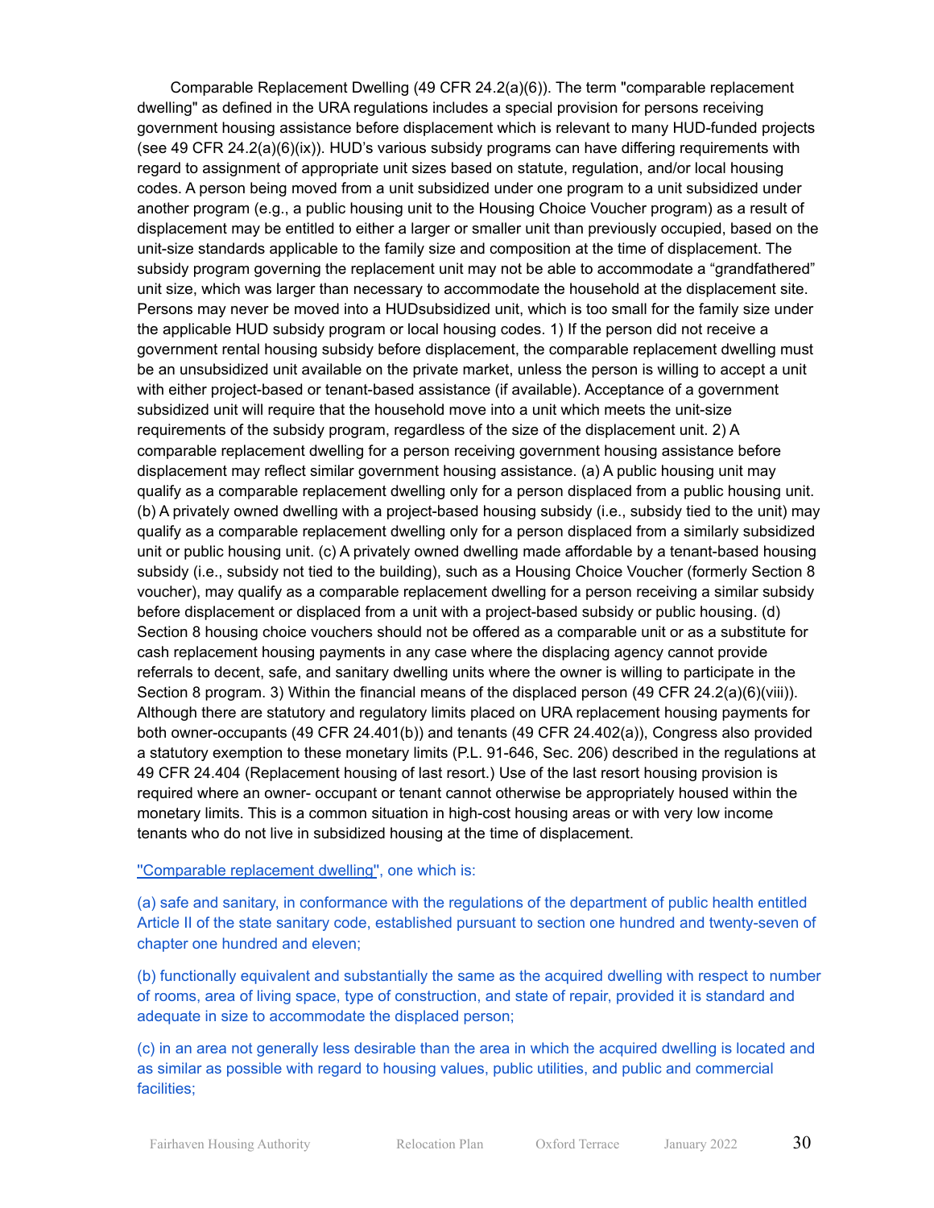Comparable Replacement Dwelling (49 CFR 24.2(a)(6)). The term "comparable replacement dwelling" as defined in the URA regulations includes a special provision for persons receiving government housing assistance before displacement which is relevant to many HUD-funded projects (see 49 CFR 24.2(a)(6)(ix)). HUD's various subsidy programs can have differing requirements with regard to assignment of appropriate unit sizes based on statute, regulation, and/or local housing codes. A person being moved from a unit subsidized under one program to a unit subsidized under another program (e.g., a public housing unit to the Housing Choice Voucher program) as a result of displacement may be entitled to either a larger or smaller unit than previously occupied, based on the unit-size standards applicable to the family size and composition at the time of displacement. The subsidy program governing the replacement unit may not be able to accommodate a "grandfathered" unit size, which was larger than necessary to accommodate the household at the displacement site. Persons may never be moved into a HUDsubsidized unit, which is too small for the family size under the applicable HUD subsidy program or local housing codes. 1) If the person did not receive a government rental housing subsidy before displacement, the comparable replacement dwelling must be an unsubsidized unit available on the private market, unless the person is willing to accept a unit with either project-based or tenant-based assistance (if available). Acceptance of a government subsidized unit will require that the household move into a unit which meets the unit-size requirements of the subsidy program, regardless of the size of the displacement unit. 2) A comparable replacement dwelling for a person receiving government housing assistance before displacement may reflect similar government housing assistance. (a) A public housing unit may qualify as a comparable replacement dwelling only for a person displaced from a public housing unit. (b) A privately owned dwelling with a project-based housing subsidy (i.e., subsidy tied to the unit) may qualify as a comparable replacement dwelling only for a person displaced from a similarly subsidized unit or public housing unit. (c) A privately owned dwelling made affordable by a tenant-based housing subsidy (i.e., subsidy not tied to the building), such as a Housing Choice Voucher (formerly Section 8 voucher), may qualify as a comparable replacement dwelling for a person receiving a similar subsidy before displacement or displaced from a unit with a project-based subsidy or public housing. (d) Section 8 housing choice vouchers should not be offered as a comparable unit or as a substitute for cash replacement housing payments in any case where the displacing agency cannot provide referrals to decent, safe, and sanitary dwelling units where the owner is willing to participate in the Section 8 program. 3) Within the financial means of the displaced person (49 CFR 24.2(a)(6)(viii)). Although there are statutory and regulatory limits placed on URA replacement housing payments for both owner-occupants (49 CFR 24.401(b)) and tenants (49 CFR 24.402(a)), Congress also provided a statutory exemption to these monetary limits (P.L. 91-646, Sec. 206) described in the regulations at 49 CFR 24.404 (Replacement housing of last resort.) Use of the last resort housing provision is required where an owner- occupant or tenant cannot otherwise be appropriately housed within the monetary limits. This is a common situation in high-cost housing areas or with very low income tenants who do not live in subsidized housing at the time of displacement.

"Comparable replacement dwelling", one which is:

(a) safe and sanitary, in conformance with the regulations of the department of public health entitled Article II of the state sanitary code, established pursuant to section one hundred and twenty-seven of chapter one hundred and eleven;

(b) functionally equivalent and substantially the same as the acquired dwelling with respect to number of rooms, area of living space, type of construction, and state of repair, provided it is standard and adequate in size to accommodate the displaced person;

(c) in an area not generally less desirable than the area in which the acquired dwelling is located and as similar as possible with regard to housing values, public utilities, and public and commercial facilities;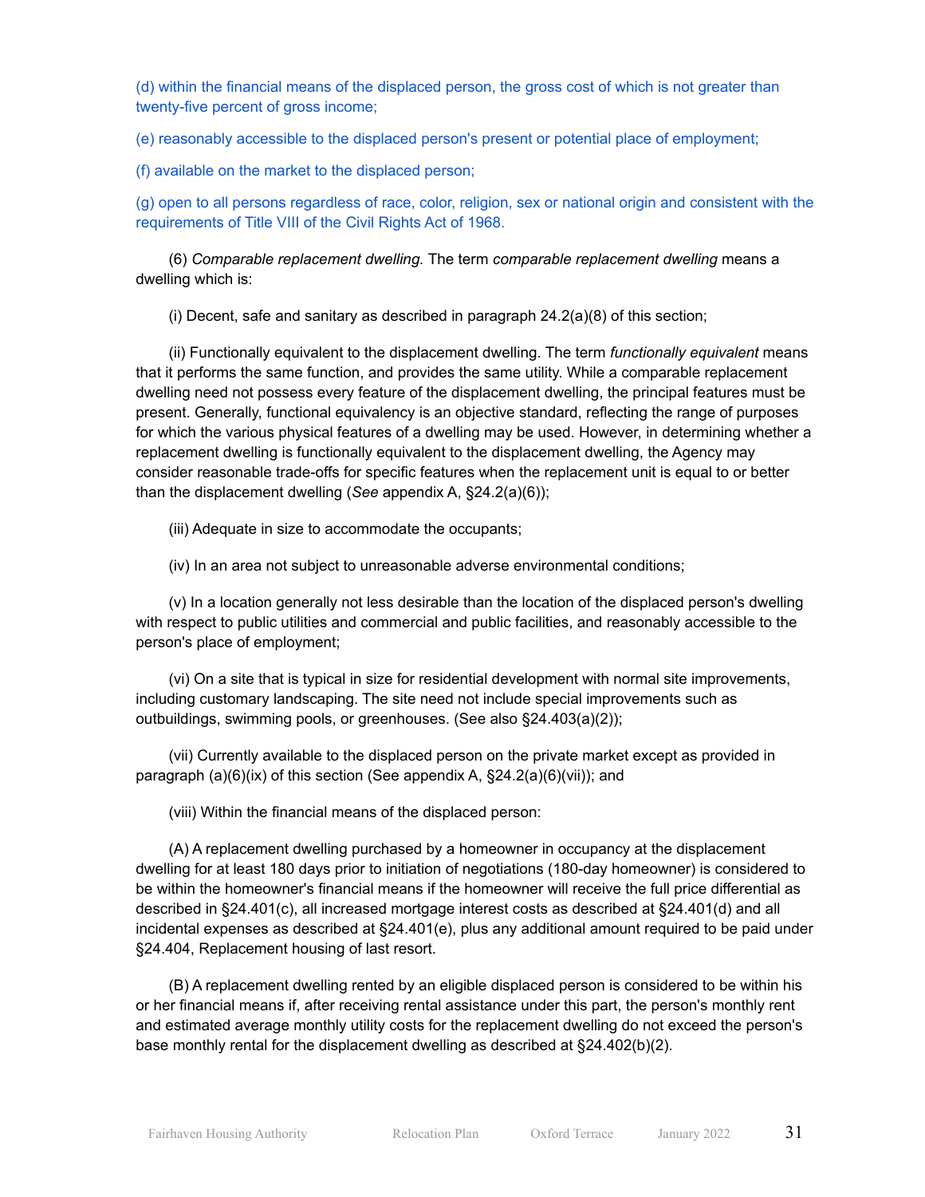(d) within the financial means of the displaced person, the gross cost of which is not greater than twenty-five percent of gross income;

(e) reasonably accessible to the displaced person's present or potential place of employment;

(f) available on the market to the displaced person;

(g) open to all persons regardless of race, color, religion, sex or national origin and consistent with the requirements of Title VIII of the Civil Rights Act of 1968.

(6) *Comparable replacement dwelling.* The term *comparable replacement dwelling* means a dwelling which is:

(i) Decent, safe and sanitary as described in paragraph 24.2(a)(8) of this section;

(ii) Functionally equivalent to the displacement dwelling. The term *functionally equivalent* means that it performs the same function, and provides the same utility. While a comparable replacement dwelling need not possess every feature of the displacement dwelling, the principal features must be present. Generally, functional equivalency is an objective standard, reflecting the range of purposes for which the various physical features of a dwelling may be used. However, in determining whether a replacement dwelling is functionally equivalent to the displacement dwelling, the Agency may consider reasonable trade-offs for specific features when the replacement unit is equal to or better than the displacement dwelling (*See* appendix A, §24.2(a)(6));

(iii) Adequate in size to accommodate the occupants;

(iv) In an area not subject to unreasonable adverse environmental conditions;

(v) In a location generally not less desirable than the location of the displaced person's dwelling with respect to public utilities and commercial and public facilities, and reasonably accessible to the person's place of employment;

(vi) On a site that is typical in size for residential development with normal site improvements, including customary landscaping. The site need not include special improvements such as outbuildings, swimming pools, or greenhouses. (See also §24.403(a)(2));

(vii) Currently available to the displaced person on the private market except as provided in paragraph (a)(6)(ix) of this section (See appendix A, §24.2(a)(6)(vii)); and

(viii) Within the financial means of the displaced person:

(A) A replacement dwelling purchased by a homeowner in occupancy at the displacement dwelling for at least 180 days prior to initiation of negotiations (180-day homeowner) is considered to be within the homeowner's financial means if the homeowner will receive the full price differential as described in §24.401(c), all increased mortgage interest costs as described at §24.401(d) and all incidental expenses as described at §24.401(e), plus any additional amount required to be paid under §24.404, Replacement housing of last resort.

(B) A replacement dwelling rented by an eligible displaced person is considered to be within his or her financial means if, after receiving rental assistance under this part, the person's monthly rent and estimated average monthly utility costs for the replacement dwelling do not exceed the person's base monthly rental for the displacement dwelling as described at §24.402(b)(2).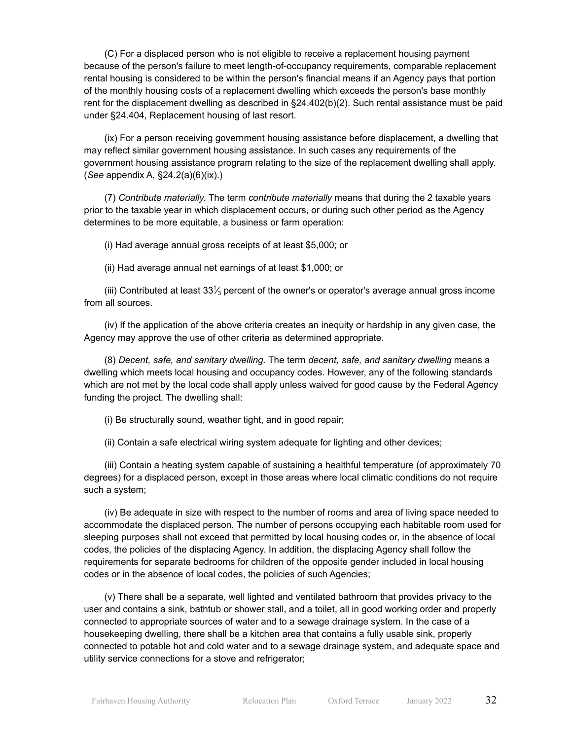(C) For a displaced person who is not eligible to receive a replacement housing payment because of the person's failure to meet length-of-occupancy requirements, comparable replacement rental housing is considered to be within the person's financial means if an Agency pays that portion of the monthly housing costs of a replacement dwelling which exceeds the person's base monthly rent for the displacement dwelling as described in §24.402(b)(2). Such rental assistance must be paid under §24.404, Replacement housing of last resort.

(ix) For a person receiving government housing assistance before displacement, a dwelling that may reflect similar government housing assistance. In such cases any requirements of the government housing assistance program relating to the size of the replacement dwelling shall apply. (*See* appendix A, §24.2(a)(6)(ix).)

(7) *Contribute materially.* The term *contribute materially* means that during the 2 taxable years prior to the taxable year in which displacement occurs, or during such other period as the Agency determines to be more equitable, a business or farm operation:

(i) Had average annual gross receipts of at least $5,000; or

(ii) Had average annual net earnings of at least $1,000; or

(iii) Contributed at least 33⅓ percent of the owner's or operator's average annual gross income from all sources.

(iv) If the application of the above criteria creates an inequity or hardship in any given case, the Agency may approve the use of other criteria as determined appropriate.

(8) *Decent, safe, and sanitary dwelling.* The term *decent, safe, and sanitary dwelling* means a dwelling which meets local housing and occupancy codes. However, any of the following standards which are not met by the local code shall apply unless waived for good cause by the Federal Agency funding the project. The dwelling shall:

(i) Be structurally sound, weather tight, and in good repair;

(ii) Contain a safe electrical wiring system adequate for lighting and other devices;

(iii) Contain a heating system capable of sustaining a healthful temperature (of approximately 70 degrees) for a displaced person, except in those areas where local climatic conditions do not require such a system;

(iv) Be adequate in size with respect to the number of rooms and area of living space needed to accommodate the displaced person. The number of persons occupying each habitable room used for sleeping purposes shall not exceed that permitted by local housing codes or, in the absence of local codes, the policies of the displacing Agency. In addition, the displacing Agency shall follow the requirements for separate bedrooms for children of the opposite gender included in local housing codes or in the absence of local codes, the policies of such Agencies;

(v) There shall be a separate, well lighted and ventilated bathroom that provides privacy to the user and contains a sink, bathtub or shower stall, and a toilet, all in good working order and properly connected to appropriate sources of water and to a sewage drainage system. In the case of a housekeeping dwelling, there shall be a kitchen area that contains a fully usable sink, properly connected to potable hot and cold water and to a sewage drainage system, and adequate space and utility service connections for a stove and refrigerator;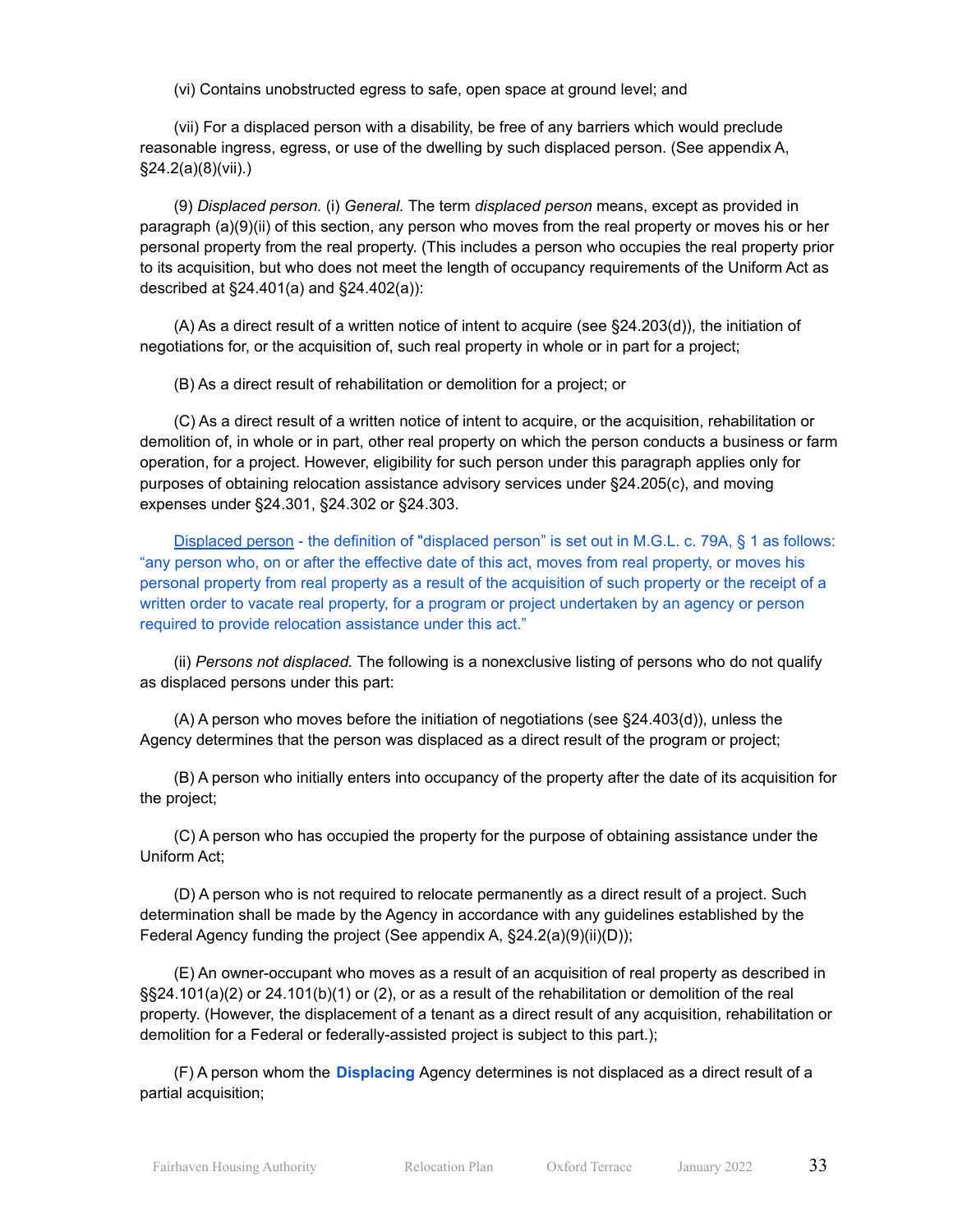(vi) Contains unobstructed egress to safe, open space at ground level; and

(vii) For a displaced person with a disability, be free of any barriers which would preclude reasonable ingress, egress, or use of the dwelling by such displaced person. (See appendix A, §24.2(a)(8)(vii).)

(9) *Displaced person.* (i) *General.* The term *displaced person* means, except as provided in paragraph (a)(9)(ii) of this section, any person who moves from the real property or moves his or her personal property from the real property. (This includes a person who occupies the real property prior to its acquisition, but who does not meet the length of occupancy requirements of the Uniform Act as described at §24.401(a) and §24.402(a)):

(A) As a direct result of a written notice of intent to acquire (see §24.203(d)), the initiation of negotiations for, or the acquisition of, such real property in whole or in part for a project;

(B) As a direct result of rehabilitation or demolition for a project; or

(C) As a direct result of a written notice of intent to acquire, or the acquisition, rehabilitation or demolition of, in whole or in part, other real property on which the person conducts a business or farm operation, for a project. However, eligibility for such person under this paragraph applies only for purposes of obtaining relocation assistance advisory services under §24.205(c), and moving expenses under §24.301, §24.302 or §24.303.

Displaced person - the definition of "displaced person" is set out in M.G.L. c. 79A, § 1 as follows: "any person who, on or after the effective date of this act, moves from real property, or moves his personal property from real property as a result of the acquisition of such property or the receipt of a written order to vacate real property, for a program or project undertaken by an agency or person required to provide relocation assistance under this act."

(ii) *Persons not displaced.* The following is a nonexclusive listing of persons who do not qualify as displaced persons under this part:

(A) A person who moves before the initiation of negotiations (see §24.403(d)), unless the Agency determines that the person was displaced as a direct result of the program or project;

(B) A person who initially enters into occupancy of the property after the date of its acquisition for the project;

(C) A person who has occupied the property for the purpose of obtaining assistance under the Uniform Act;

(D) A person who is not required to relocate permanently as a direct result of a project. Such determination shall be made by the Agency in accordance with any guidelines established by the Federal Agency funding the project (See appendix A, §24.2(a)(9)(ii)(D));

(E) An owner-occupant who moves as a result of an acquisition of real property as described in §§24.101(a)(2) or 24.101(b)(1) or (2), or as a result of the rehabilitation or demolition of the real property. (However, the displacement of a tenant as a direct result of any acquisition, rehabilitation or demolition for a Federal or federally-assisted project is subject to this part.);

(F) A person whom the **Displacing** Agency determines is not displaced as a direct result of a partial acquisition;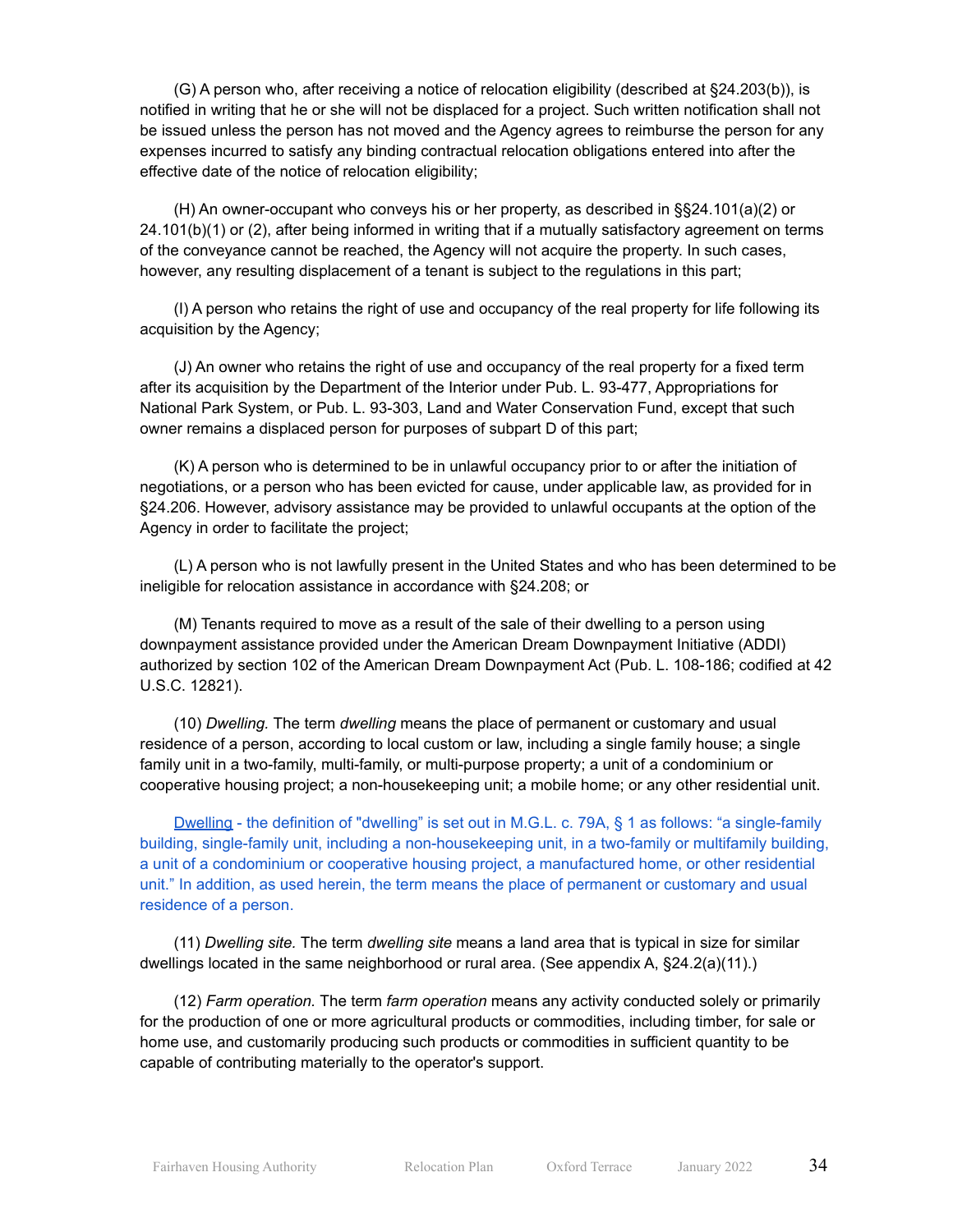(G) A person who, after receiving a notice of relocation eligibility (described at §24.203(b)), is notified in writing that he or she will not be displaced for a project. Such written notification shall not be issued unless the person has not moved and the Agency agrees to reimburse the person for any expenses incurred to satisfy any binding contractual relocation obligations entered into after the effective date of the notice of relocation eligibility;

(H) An owner-occupant who conveys his or her property, as described in §§24.101(a)(2) or 24.101(b)(1) or (2), after being informed in writing that if a mutually satisfactory agreement on terms of the conveyance cannot be reached, the Agency will not acquire the property. In such cases, however, any resulting displacement of a tenant is subject to the regulations in this part;

(I) A person who retains the right of use and occupancy of the real property for life following its acquisition by the Agency;

(J) An owner who retains the right of use and occupancy of the real property for a fixed term after its acquisition by the Department of the Interior under Pub. L. 93-477, Appropriations for National Park System, or Pub. L. 93-303, Land and Water Conservation Fund, except that such owner remains a displaced person for purposes of subpart D of this part;

(K) A person who is determined to be in unlawful occupancy prior to or after the initiation of negotiations, or a person who has been evicted for cause, under applicable law, as provided for in §24.206. However, advisory assistance may be provided to unlawful occupants at the option of the Agency in order to facilitate the project;

(L) A person who is not lawfully present in the United States and who has been determined to be ineligible for relocation assistance in accordance with §24.208; or

(M) Tenants required to move as a result of the sale of their dwelling to a person using downpayment assistance provided under the American Dream Downpayment Initiative (ADDI) authorized by section 102 of the American Dream Downpayment Act (Pub. L. 108-186; codified at 42 U.S.C. 12821).

(10) *Dwelling.* The term *dwelling* means the place of permanent or customary and usual residence of a person, according to local custom or law, including a single family house; a single family unit in a two-family, multi-family, or multi-purpose property; a unit of a condominium or cooperative housing project; a non-housekeeping unit; a mobile home; or any other residential unit.

Dwelling - the definition of "dwelling" is set out in M.G.L. c. 79A, § 1 as follows: "a single-family building, single-family unit, including a non-housekeeping unit, in a two-family or multifamily building, a unit of a condominium or cooperative housing project, a manufactured home, or other residential unit." In addition, as used herein, the term means the place of permanent or customary and usual residence of a person.

(11) *Dwelling site.* The term *dwelling site* means a land area that is typical in size for similar dwellings located in the same neighborhood or rural area. (See appendix A, §24.2(a)(11).)

(12) *Farm operation.* The term *farm operation* means any activity conducted solely or primarily for the production of one or more agricultural products or commodities, including timber, for sale or home use, and customarily producing such products or commodities in sufficient quantity to be capable of contributing materially to the operator's support.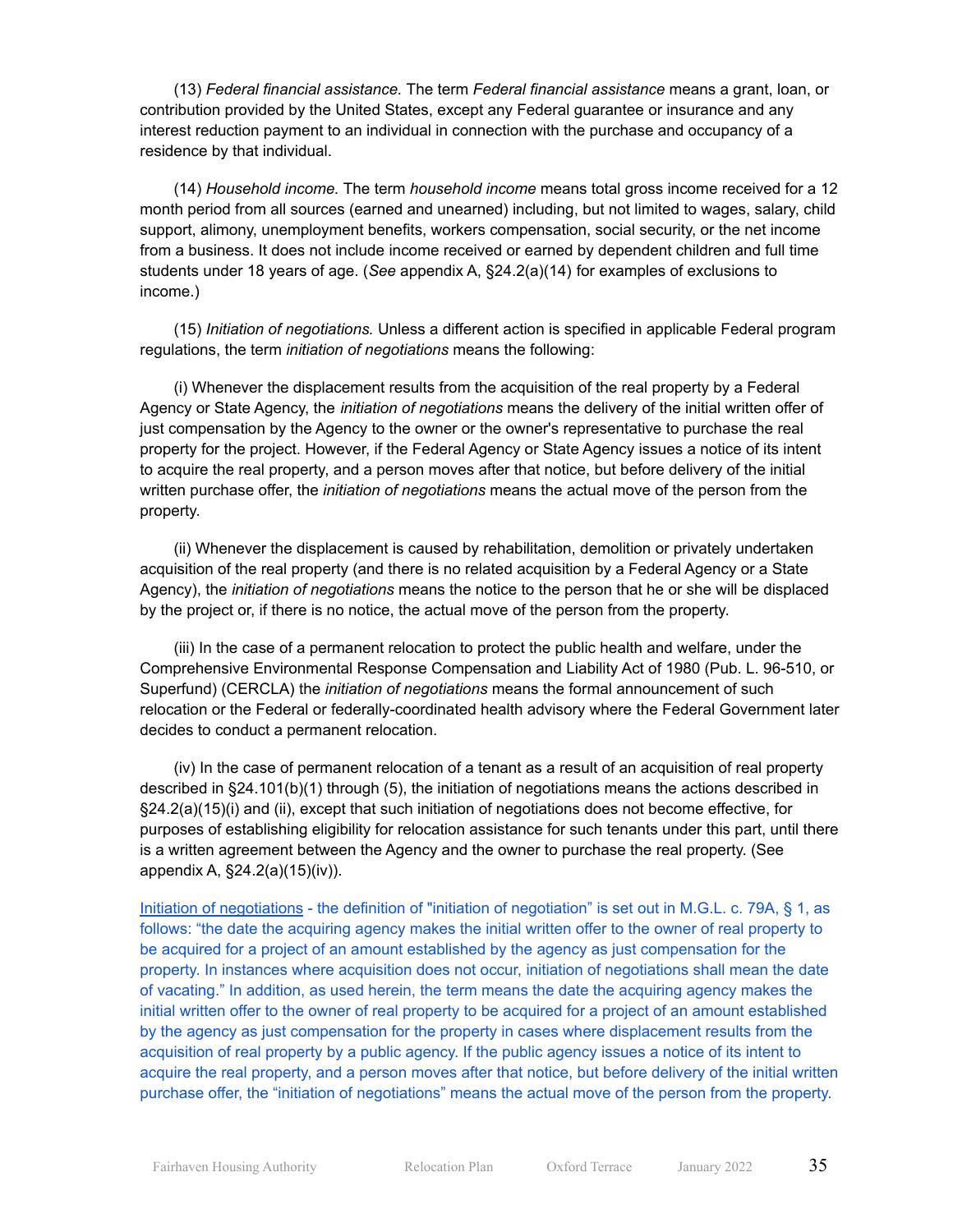(13) *Federal financial assistance.* The term *Federal financial assistance* means a grant, loan, or contribution provided by the United States, except any Federal guarantee or insurance and any interest reduction payment to an individual in connection with the purchase and occupancy of a residence by that individual.

(14) *Household income.* The term *household income* means total gross income received for a 12 month period from all sources (earned and unearned) including, but not limited to wages, salary, child support, alimony, unemployment benefits, workers compensation, social security, or the net income from a business. It does not include income received or earned by dependent children and full time students under 18 years of age. (*See* appendix A, §24.2(a)(14) for examples of exclusions to income.)

(15) *Initiation of negotiations.* Unless a different action is specified in applicable Federal program regulations, the term *initiation of negotiations* means the following:

(i) Whenever the displacement results from the acquisition of the real property by a Federal Agency or State Agency, the *initiation of negotiations* means the delivery of the initial written offer of just compensation by the Agency to the owner or the owner's representative to purchase the real property for the project. However, if the Federal Agency or State Agency issues a notice of its intent to acquire the real property, and a person moves after that notice, but before delivery of the initial written purchase offer, the *initiation of negotiations* means the actual move of the person from the property.

(ii) Whenever the displacement is caused by rehabilitation, demolition or privately undertaken acquisition of the real property (and there is no related acquisition by a Federal Agency or a State Agency), the *initiation of negotiations* means the notice to the person that he or she will be displaced by the project or, if there is no notice, the actual move of the person from the property.

(iii) In the case of a permanent relocation to protect the public health and welfare, under the Comprehensive Environmental Response Compensation and Liability Act of 1980 (Pub. L. 96-510, or Superfund) (CERCLA) the *initiation of negotiations* means the formal announcement of such relocation or the Federal or federally-coordinated health advisory where the Federal Government later decides to conduct a permanent relocation.

(iv) In the case of permanent relocation of a tenant as a result of an acquisition of real property described in §24.101(b)(1) through (5), the initiation of negotiations means the actions described in §24.2(a)(15)(i) and (ii), except that such initiation of negotiations does not become effective, for purposes of establishing eligibility for relocation assistance for such tenants under this part, until there is a written agreement between the Agency and the owner to purchase the real property. (See appendix A, §24.2(a)(15)(iv)).

Initiation of negotiations - the definition of "initiation of negotiation" is set out in M.G.L. c. 79A, § 1, as follows: "the date the acquiring agency makes the initial written offer to the owner of real property to be acquired for a project of an amount established by the agency as just compensation for the property. In instances where acquisition does not occur, initiation of negotiations shall mean the date of vacating." In addition, as used herein, the term means the date the acquiring agency makes the initial written offer to the owner of real property to be acquired for a project of an amount established by the agency as just compensation for the property in cases where displacement results from the acquisition of real property by a public agency. If the public agency issues a notice of its intent to acquire the real property, and a person moves after that notice, but before delivery of the initial written purchase offer, the "initiation of negotiations" means the actual move of the person from the property.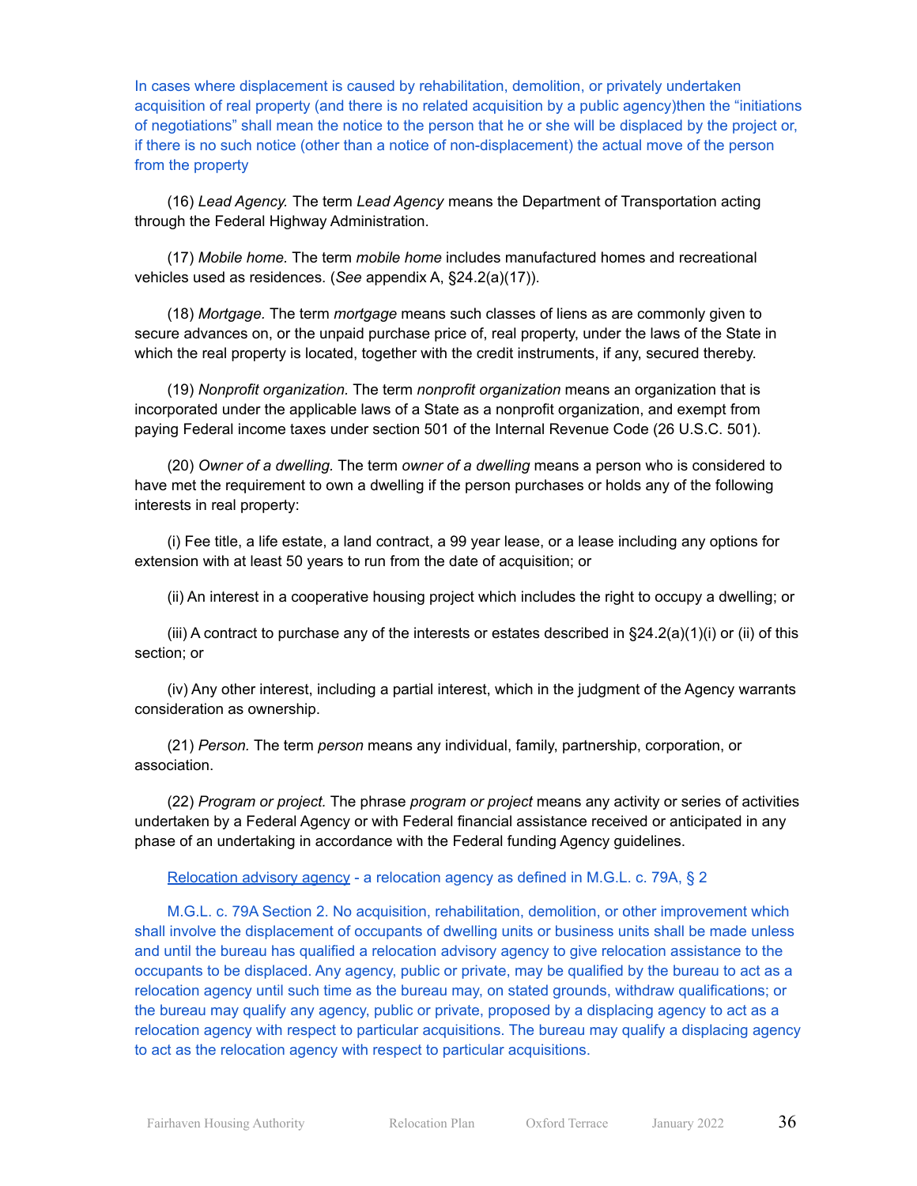In cases where displacement is caused by rehabilitation, demolition, or privately undertaken acquisition of real property (and there is no related acquisition by a public agency)then the "initiations of negotiations" shall mean the notice to the person that he or she will be displaced by the project or, if there is no such notice (other than a notice of non-displacement) the actual move of the person from the property

(16) *Lead Agency.* The term *Lead Agency* means the Department of Transportation acting through the Federal Highway Administration.

(17) *Mobile home.* The term *mobile home* includes manufactured homes and recreational vehicles used as residences. (*See* appendix A, §24.2(a)(17)).

(18) *Mortgage.* The term *mortgage* means such classes of liens as are commonly given to secure advances on, or the unpaid purchase price of, real property, under the laws of the State in which the real property is located, together with the credit instruments, if any, secured thereby.

(19) *Nonprofit organization.* The term *nonprofit organization* means an organization that is incorporated under the applicable laws of a State as a nonprofit organization, and exempt from paying Federal income taxes under section 501 of the Internal Revenue Code (26 U.S.C. 501).

(20) *Owner of a dwelling.* The term *owner of a dwelling* means a person who is considered to have met the requirement to own a dwelling if the person purchases or holds any of the following interests in real property:

(i) Fee title, a life estate, a land contract, a 99 year lease, or a lease including any options for extension with at least 50 years to run from the date of acquisition; or

(ii) An interest in a cooperative housing project which includes the right to occupy a dwelling; or

(iii) A contract to purchase any of the interests or estates described in §24.2(a)(1)(i) or (ii) of this section; or

(iv) Any other interest, including a partial interest, which in the judgment of the Agency warrants consideration as ownership.

(21) *Person.* The term *person* means any individual, family, partnership, corporation, or association.

(22) *Program or project.* The phrase *program or project* means any activity or series of activities undertaken by a Federal Agency or with Federal financial assistance received or anticipated in any phase of an undertaking in accordance with the Federal funding Agency guidelines.

Relocation advisory agency - a relocation agency as defined in M.G.L. c. 79A, § 2

M.G.L. c. 79A Section 2. No acquisition, rehabilitation, demolition, or other improvement which shall involve the displacement of occupants of dwelling units or business units shall be made unless and until the bureau has qualified a relocation advisory agency to give relocation assistance to the occupants to be displaced. Any agency, public or private, may be qualified by the bureau to act as a relocation agency until such time as the bureau may, on stated grounds, withdraw qualifications; or the bureau may qualify any agency, public or private, proposed by a displacing agency to act as a relocation agency with respect to particular acquisitions. The bureau may qualify a displacing agency to act as the relocation agency with respect to particular acquisitions.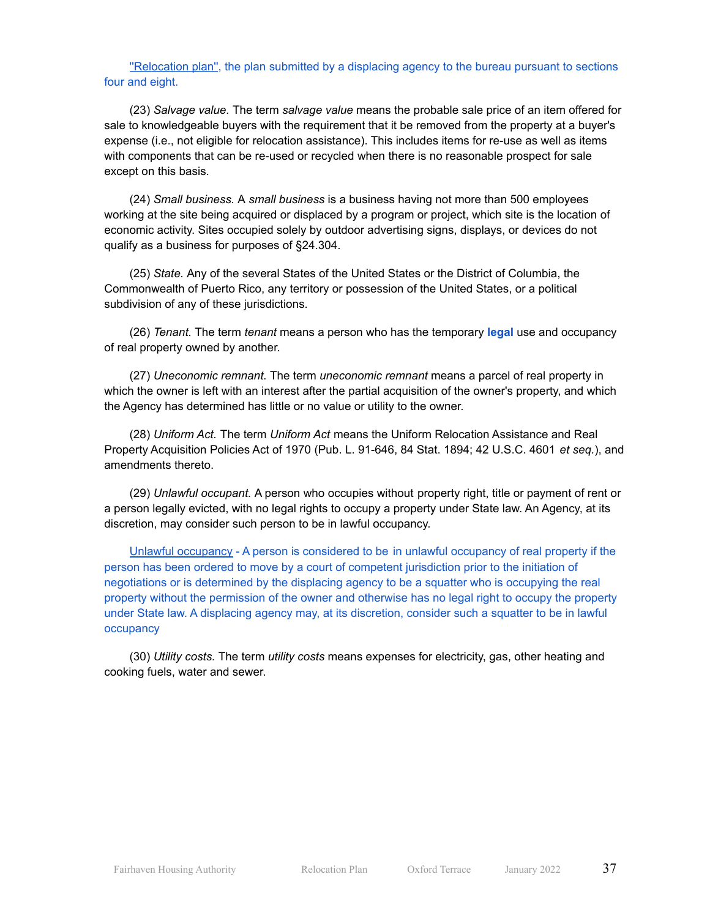"Relocation plan", the plan submitted by a displacing agency to the bureau pursuant to sections four and eight.

(23) *Salvage value.* The term *salvage value* means the probable sale price of an item offered for sale to knowledgeable buyers with the requirement that it be removed from the property at a buyer's expense (i.e., not eligible for relocation assistance). This includes items for re-use as well as items with components that can be re-used or recycled when there is no reasonable prospect for sale except on this basis.

(24) *Small business.* A *small business* is a business having not more than 500 employees working at the site being acquired or displaced by a program or project, which site is the location of economic activity. Sites occupied solely by outdoor advertising signs, displays, or devices do not qualify as a business for purposes of §24.304.

(25) *State.* Any of the several States of the United States or the District of Columbia, the Commonwealth of Puerto Rico, any territory or possession of the United States, or a political subdivision of any of these jurisdictions.

(26) *Tenant.* The term *tenant* means a person who has the temporary **legal** use and occupancy of real property owned by another.

(27) *Uneconomic remnant.* The term *uneconomic remnant* means a parcel of real property in which the owner is left with an interest after the partial acquisition of the owner's property, and which the Agency has determined has little or no value or utility to the owner.

(28) *Uniform Act.* The term *Uniform Act* means the Uniform Relocation Assistance and Real Property Acquisition Policies Act of 1970 (Pub. L. 91-646, 84 Stat. 1894; 42 U.S.C. 4601 *et seq.*), and amendments thereto.

(29) *Unlawful occupant.* A person who occupies without property right, title or payment of rent or a person legally evicted, with no legal rights to occupy a property under State law. An Agency, at its discretion, may consider such person to be in lawful occupancy.

Unlawful occupancy - A person is considered to be in unlawful occupancy of real property if the person has been ordered to move by a court of competent jurisdiction prior to the initiation of negotiations or is determined by the displacing agency to be a squatter who is occupying the real property without the permission of the owner and otherwise has no legal right to occupy the property under State law. A displacing agency may, at its discretion, consider such a squatter to be in lawful occupancy

(30) *Utility costs.* The term *utility costs* means expenses for electricity, gas, other heating and cooking fuels, water and sewer.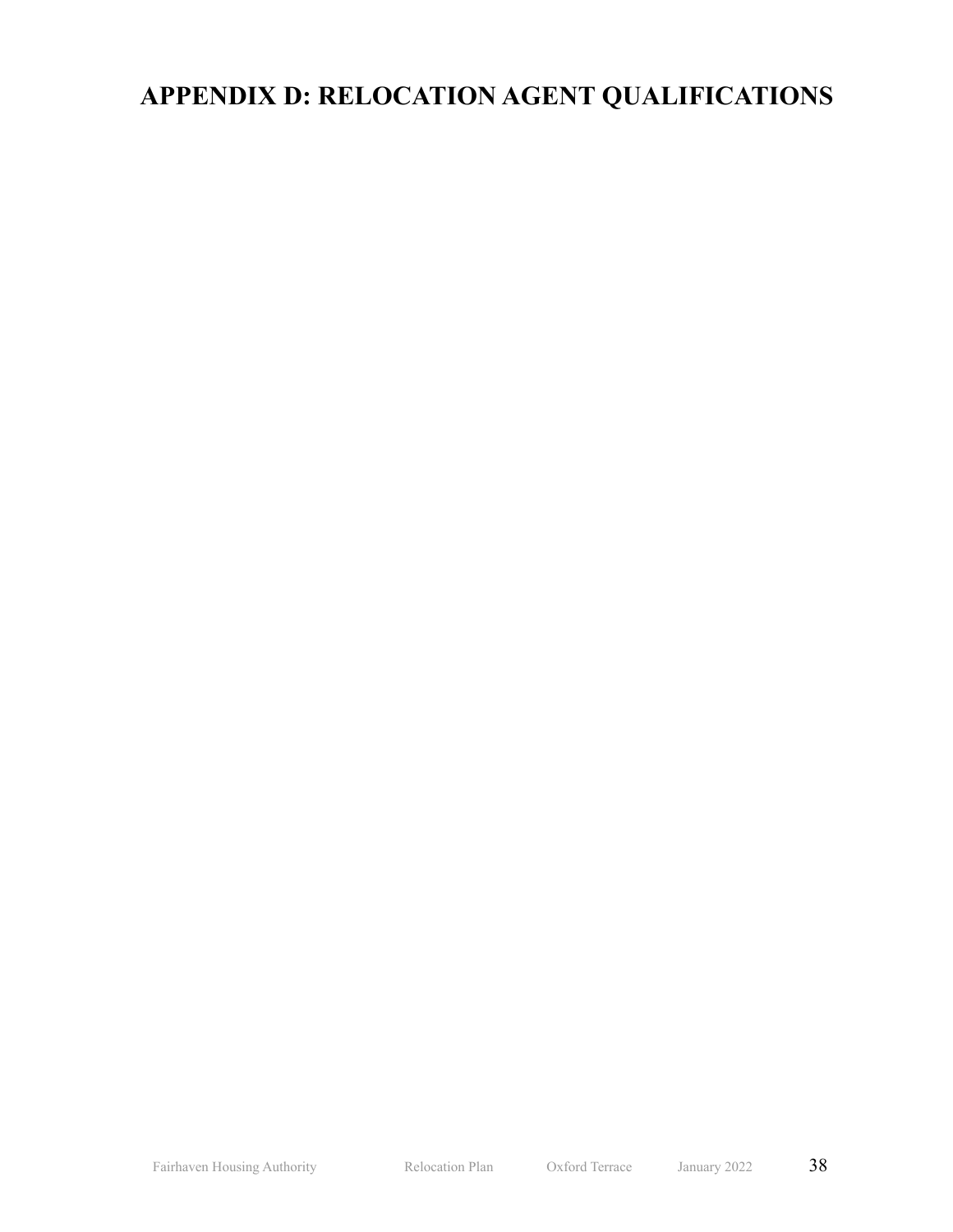# APPENDIX D: RELOCATION AGENT QUALIFICATIONS